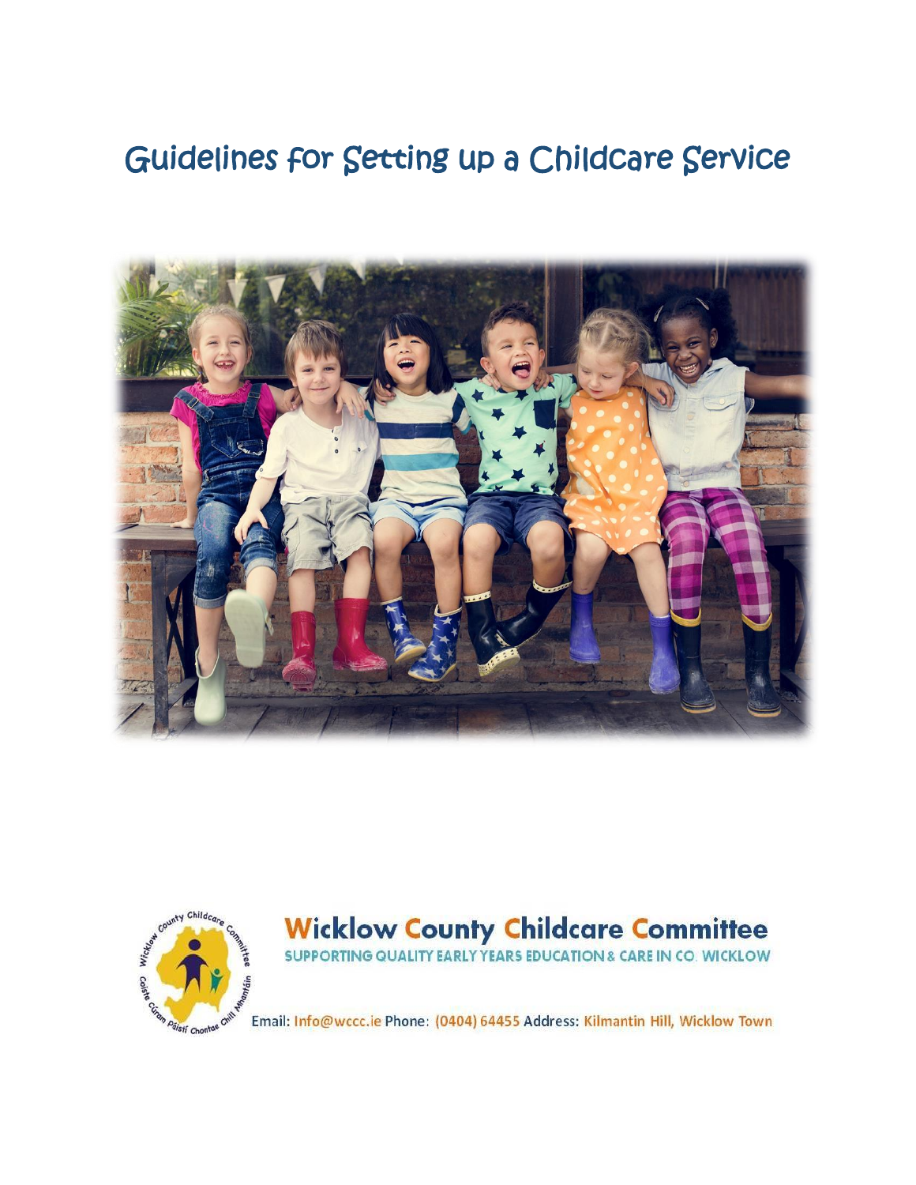# Guidelines for Setting up a Childcare Service

**Wicklow County Childcare Committee**

SUPPORTING QUALITY EARLY YEARS EDUCATION & CARE IN CO. WICKLOW

Email: Info@wccc.ie Phone: (0404) 64455 Address: Kilmantin Hill, Wicklow Town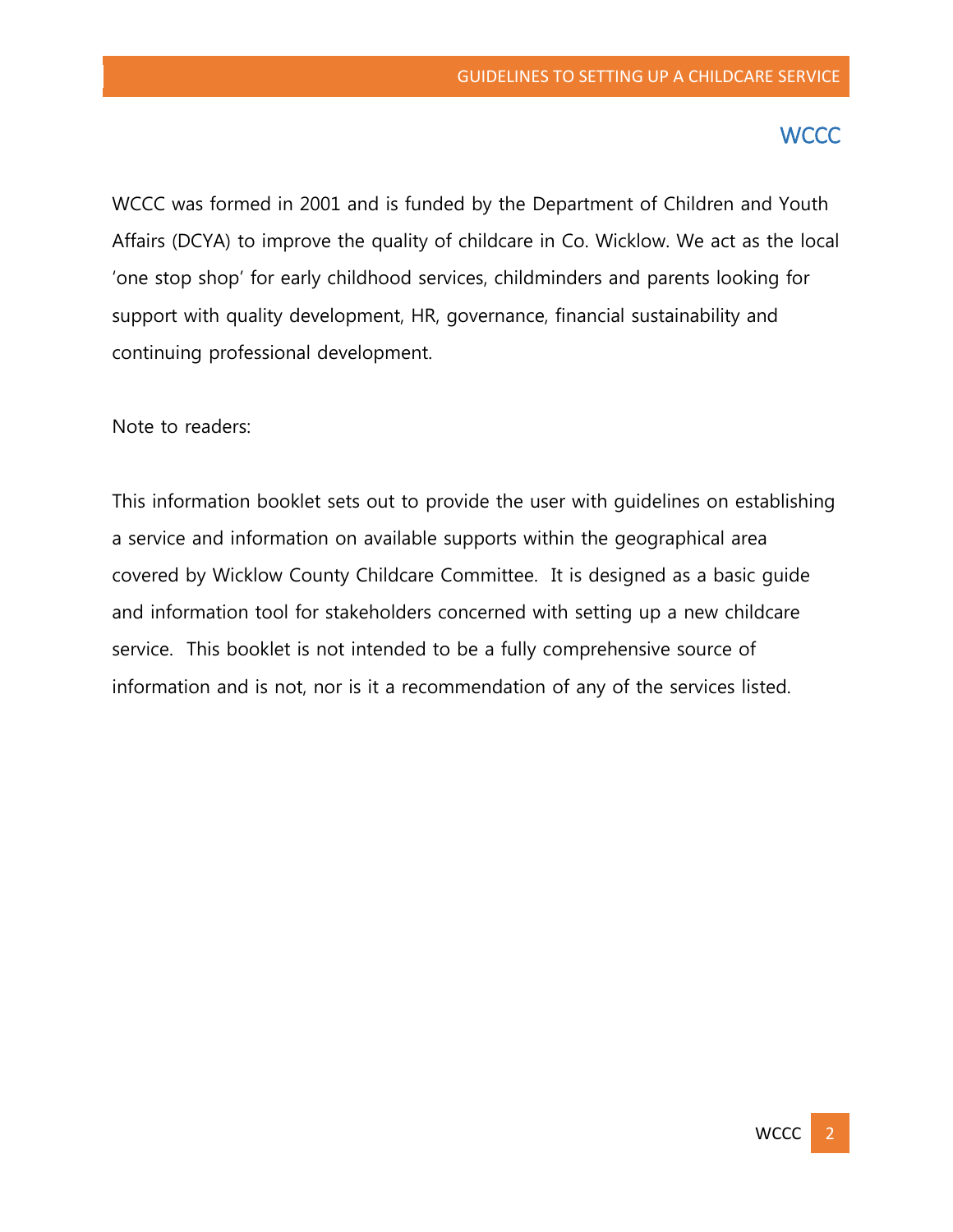# WCCC

WCCC was formed in 2001 and is funded by the Department of Children and Youth Affairs (DCYA) to improve the quality of childcare in Co. Wicklow. We act as the local 'one stop shop' for early childhood services, childminders and parents looking for support with quality development, HR, governance, financial sustainability and continuing professional development.

Note to readers:

This information booklet sets out to provide the user with guidelines on establishing a service and information on available supports within the geographical area covered by Wicklow County Childcare Committee. It is designed as a basic guide and information tool for stakeholders concerned with setting up a new childcare service. This booklet is not intended to be a fully comprehensive source of information and is not, nor is it a recommendation of any of the services listed.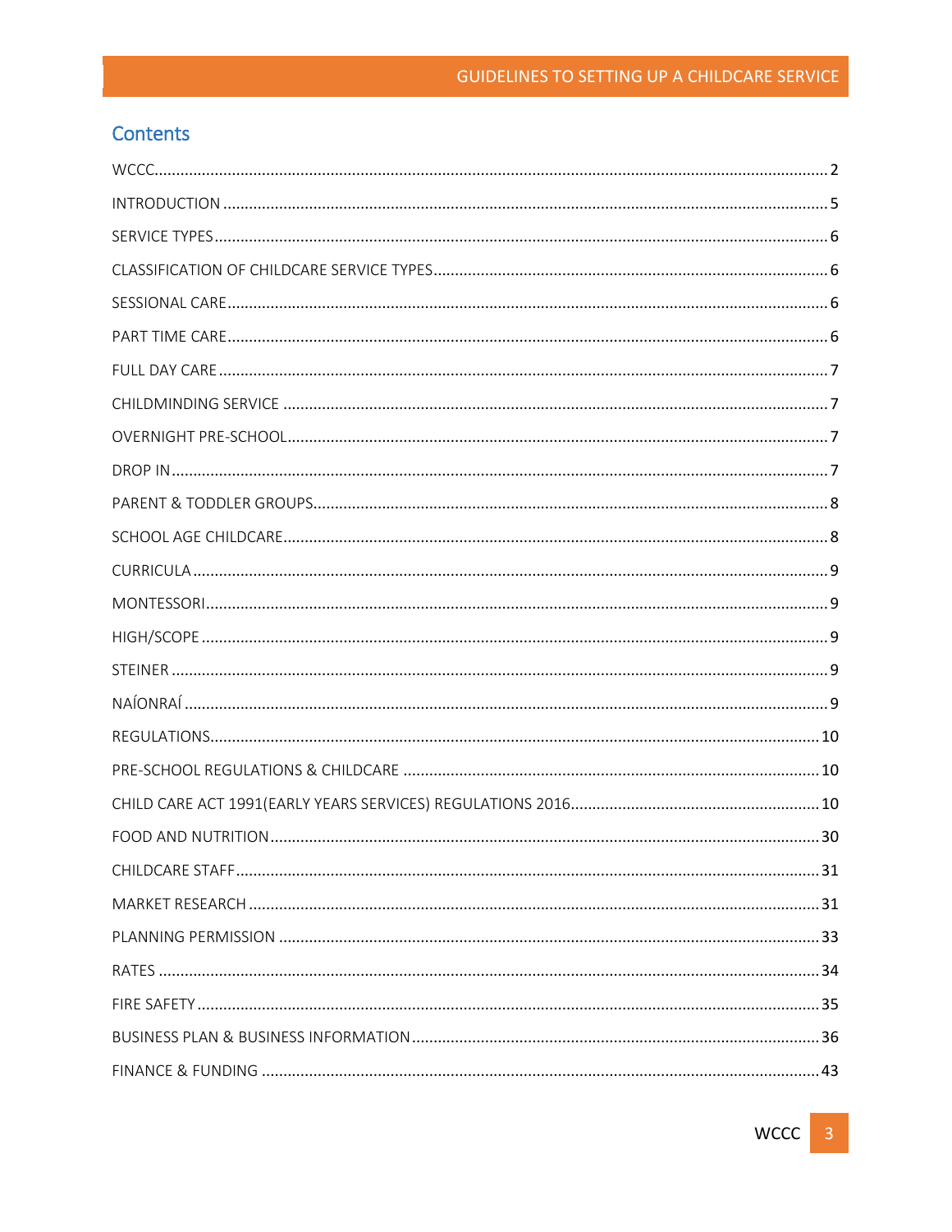## Contents

WCCC.......................................................................................................................................... 2
INTRODUCTION .......................................................................................................................... 5
SERVICE TYPES ............................................................................................................................ 6
CLASSIFICATION OF CHILDCARE SERVICE TYPES .......................................................................... 6
SESSIONAL CARE ......................................................................................................................... 6
PART TIME CARE ......................................................................................................................... 6
FULL DAY CARE ........................................................................................................................... 7
CHILDMINDING SERVICE ............................................................................................................ 7
OVERNIGHT PRE-SCHOOL ............................................................................................................ 7
DROP IN ...................................................................................................................................... 7
PARENT & TODDLER GROUPS ...................................................................................................... 8
SCHOOL AGE CHILDCARE ............................................................................................................. 8
CURRICULA ................................................................................................................................. 9
MONTESSORI ............................................................................................................................... 9
HIGH/SCOPE ............................................................................................................................... 9
STEINER ...................................................................................................................................... 9
NAÍONRAÍ ................................................................................................................................... 9
REGULATIONS ........................................................................................................................... 10
PRE-SCHOOL REGULATIONS & CHILDCARE ............................................................................... 10
CHILD CARE ACT 1991(EARLY YEARS SERVICES) REGULATIONS 2016 ......................................... 10
FOOD AND NUTRITION .............................................................................................................. 30
CHILDCARE STAFF ...................................................................................................................... 31
MARKET RESEARCH ................................................................................................................... 31
PLANNING PERMISSION ............................................................................................................ 33
RATES ........................................................................................................................................ 34
FIRE SAFETY ............................................................................................................................... 35
BUSINESS PLAN & BUSINESS INFORMATION ............................................................................. 36
FINANCE & FUNDING ................................................................................................................ 43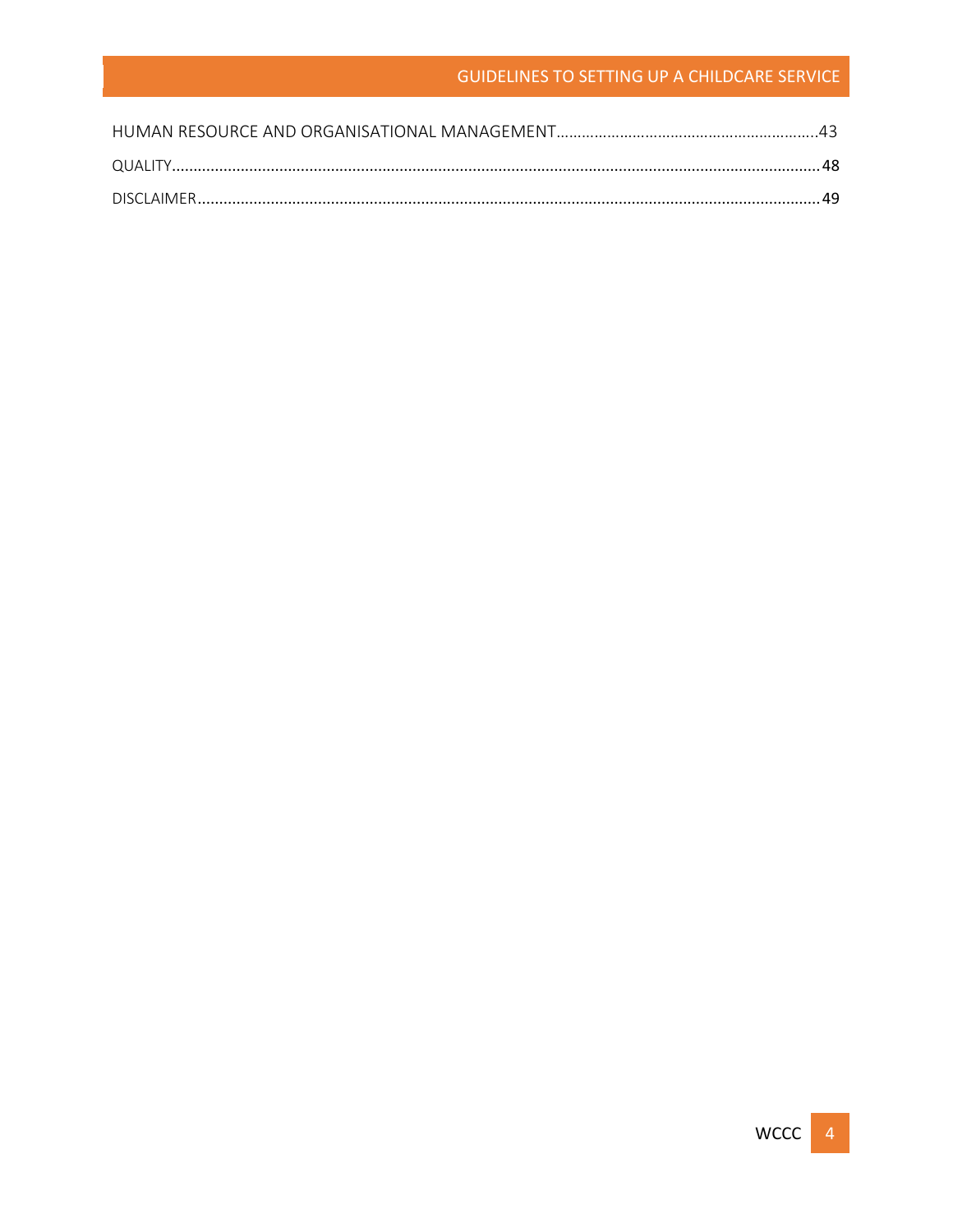HUMAN RESOURCE AND ORGANISATIONAL MANAGEMENT……………………………………………………..43

QUALITY........................................................................................................................................48

DISCLAIMER..................................................................................................................................49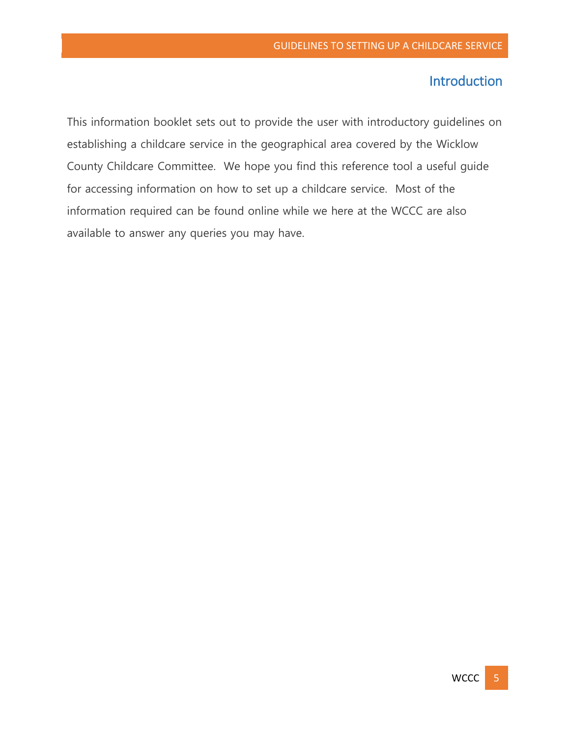## Introduction

This information booklet sets out to provide the user with introductory guidelines on establishing a childcare service in the geographical area covered by the Wicklow County Childcare Committee. We hope you find this reference tool a useful guide for accessing information on how to set up a childcare service. Most of the information required can be found online while we here at the WCCC are also available to answer any queries you may have.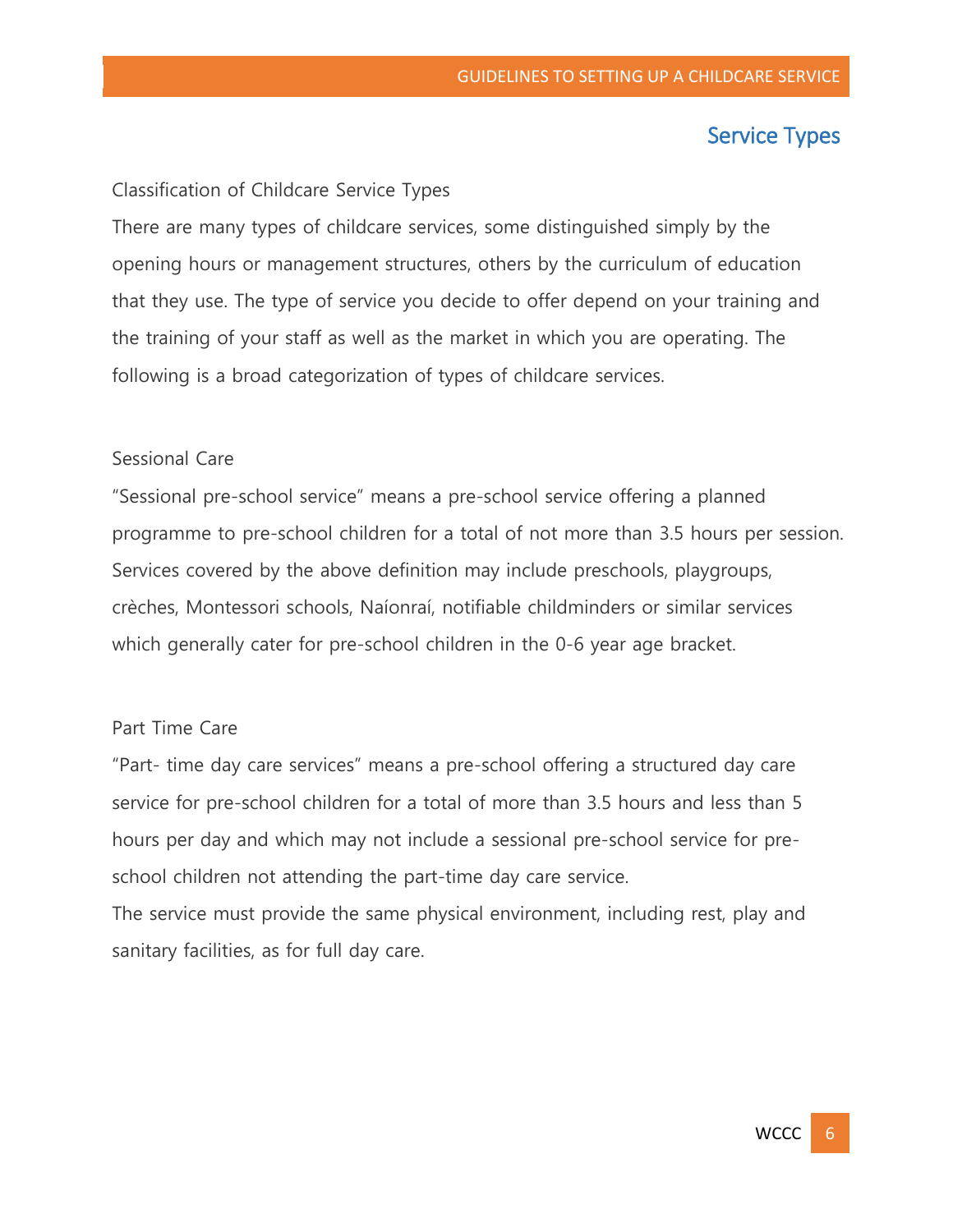## Service Types

### Classification of Childcare Service Types

There are many types of childcare services, some distinguished simply by the opening hours or management structures, others by the curriculum of education that they use. The type of service you decide to offer depend on your training and the training of your staff as well as the market in which you are operating. The following is a broad categorization of types of childcare services.

### Sessional Care

"Sessional pre-school service" means a pre-school service offering a planned programme to pre-school children for a total of not more than 3.5 hours per session. Services covered by the above definition may include preschools, playgroups, crèches, Montessori schools, Naíonraí, notifiable childminders or similar services which generally cater for pre-school children in the 0-6 year age bracket.

### Part Time Care

"Part- time day care services" means a pre-school offering a structured day care service for pre-school children for a total of more than 3.5 hours and less than 5 hours per day and which may not include a sessional pre-school service for pre-school children not attending the part-time day care service.

The service must provide the same physical environment, including rest, play and sanitary facilities, as for full day care.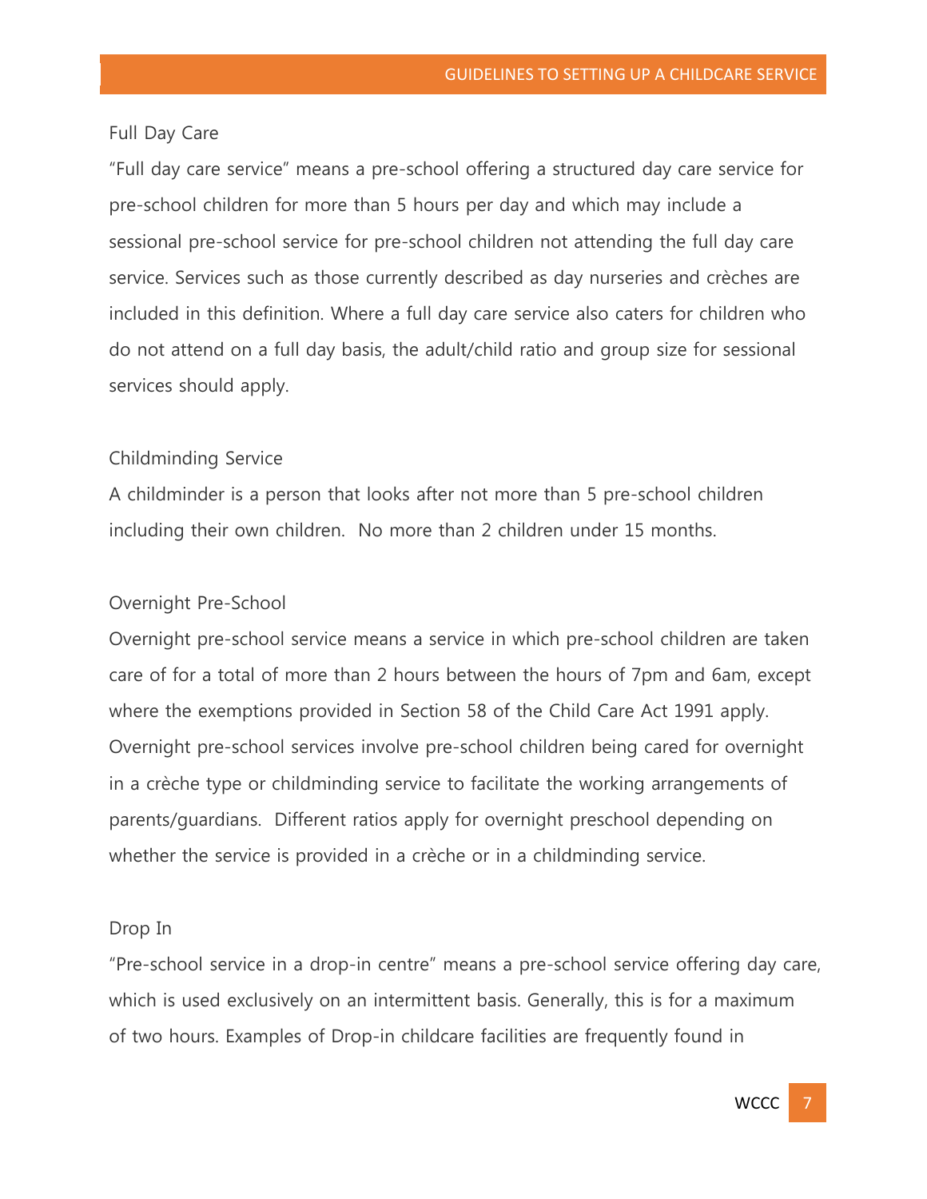### Full Day Care

"Full day care service" means a pre-school offering a structured day care service for pre-school children for more than 5 hours per day and which may include a sessional pre-school service for pre-school children not attending the full day care service. Services such as those currently described as day nurseries and crèches are included in this definition. Where a full day care service also caters for children who do not attend on a full day basis, the adult/child ratio and group size for sessional services should apply.

### Childminding Service

A childminder is a person that looks after not more than 5 pre-school children including their own children. No more than 2 children under 15 months.

### Overnight Pre-School

Overnight pre-school service means a service in which pre-school children are taken care of for a total of more than 2 hours between the hours of 7pm and 6am, except where the exemptions provided in Section 58 of the Child Care Act 1991 apply. Overnight pre-school services involve pre-school children being cared for overnight in a crèche type or childminding service to facilitate the working arrangements of parents/guardians. Different ratios apply for overnight preschool depending on whether the service is provided in a crèche or in a childminding service.

### Drop In

"Pre-school service in a drop-in centre" means a pre-school service offering day care, which is used exclusively on an intermittent basis. Generally, this is for a maximum of two hours. Examples of Drop-in childcare facilities are frequently found in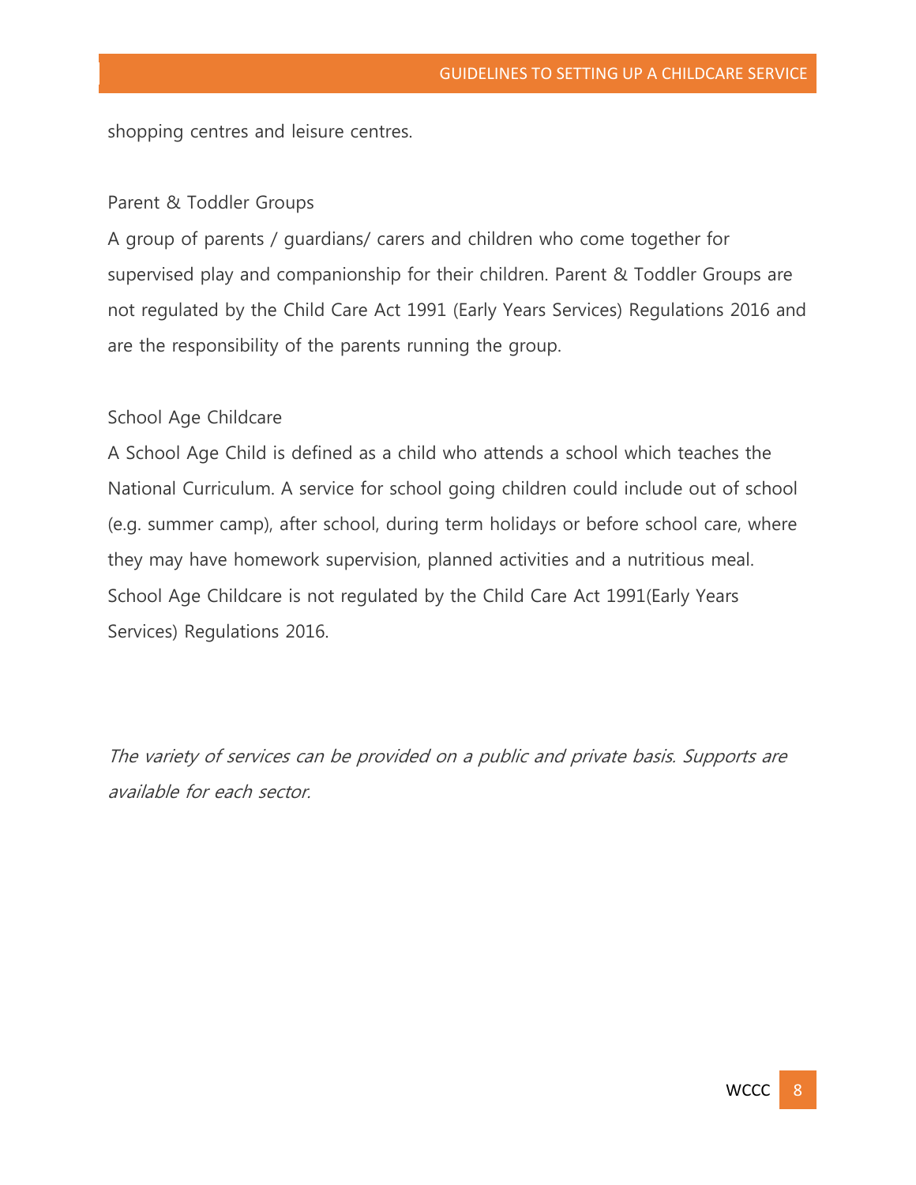shopping centres and leisure centres.

### Parent & Toddler Groups

A group of parents / guardians/ carers and children who come together for supervised play and companionship for their children. Parent & Toddler Groups are not regulated by the Child Care Act 1991 (Early Years Services) Regulations 2016 and are the responsibility of the parents running the group.

### School Age Childcare

A School Age Child is defined as a child who attends a school which teaches the National Curriculum. A service for school going children could include out of school (e.g. summer camp), after school, during term holidays or before school care, where they may have homework supervision, planned activities and a nutritious meal. School Age Childcare is not regulated by the Child Care Act 1991(Early Years Services) Regulations 2016.

*The variety of services can be provided on a public and private basis. Supports are available for each sector.*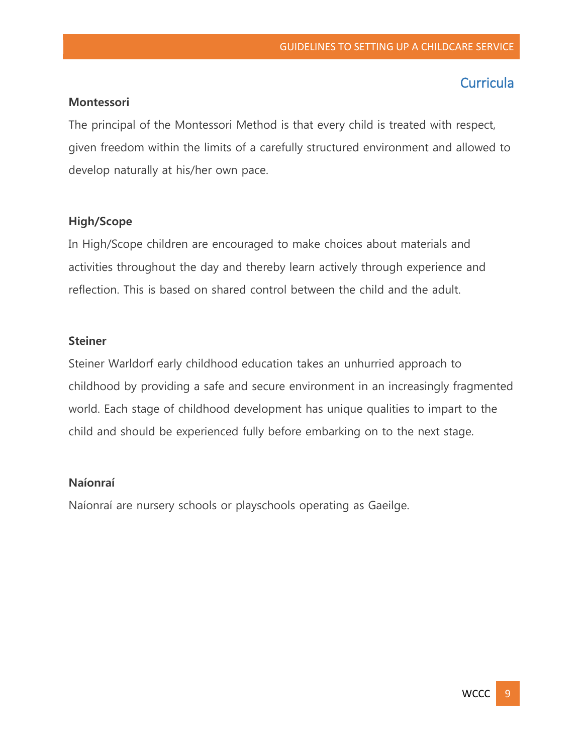## Curricula

**Montessori**

The principal of the Montessori Method is that every child is treated with respect, given freedom within the limits of a carefully structured environment and allowed to develop naturally at his/her own pace.

**High/Scope**

In High/Scope children are encouraged to make choices about materials and activities throughout the day and thereby learn actively through experience and reflection. This is based on shared control between the child and the adult.

**Steiner**

Steiner Warldorf early childhood education takes an unhurried approach to childhood by providing a safe and secure environment in an increasingly fragmented world. Each stage of childhood development has unique qualities to impart to the child and should be experienced fully before embarking on to the next stage.

**Naíonraí**

Naíonraí are nursery schools or playschools operating as Gaeilge.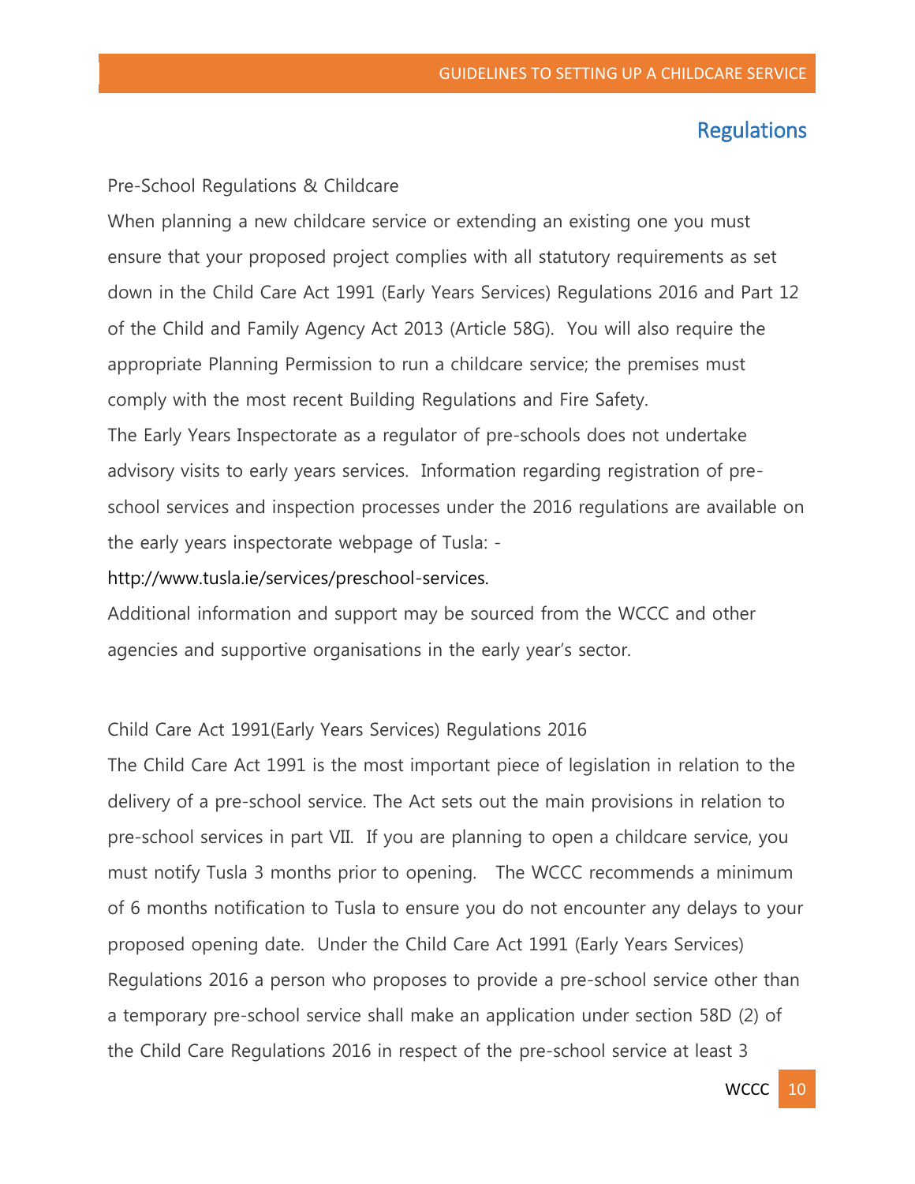## Regulations

Pre-School Regulations & Childcare

When planning a new childcare service or extending an existing one you must ensure that your proposed project complies with all statutory requirements as set down in the Child Care Act 1991 (Early Years Services) Regulations 2016 and Part 12 of the Child and Family Agency Act 2013 (Article 58G). You will also require the appropriate Planning Permission to run a childcare service; the premises must comply with the most recent Building Regulations and Fire Safety.

The Early Years Inspectorate as a regulator of pre-schools does not undertake advisory visits to early years services. Information regarding registration of pre-school services and inspection processes under the 2016 regulations are available on the early years inspectorate webpage of Tusla: -

http://www.tusla.ie/services/preschool-services.

Additional information and support may be sourced from the WCCC and other agencies and supportive organisations in the early year's sector.

Child Care Act 1991(Early Years Services) Regulations 2016

The Child Care Act 1991 is the most important piece of legislation in relation to the delivery of a pre-school service. The Act sets out the main provisions in relation to pre-school services in part VII. If you are planning to open a childcare service, you must notify Tusla 3 months prior to opening. The WCCC recommends a minimum of 6 months notification to Tusla to ensure you do not encounter any delays to your proposed opening date. Under the Child Care Act 1991 (Early Years Services) Regulations 2016 a person who proposes to provide a pre-school service other than a temporary pre-school service shall make an application under section 58D (2) of the Child Care Regulations 2016 in respect of the pre-school service at least 3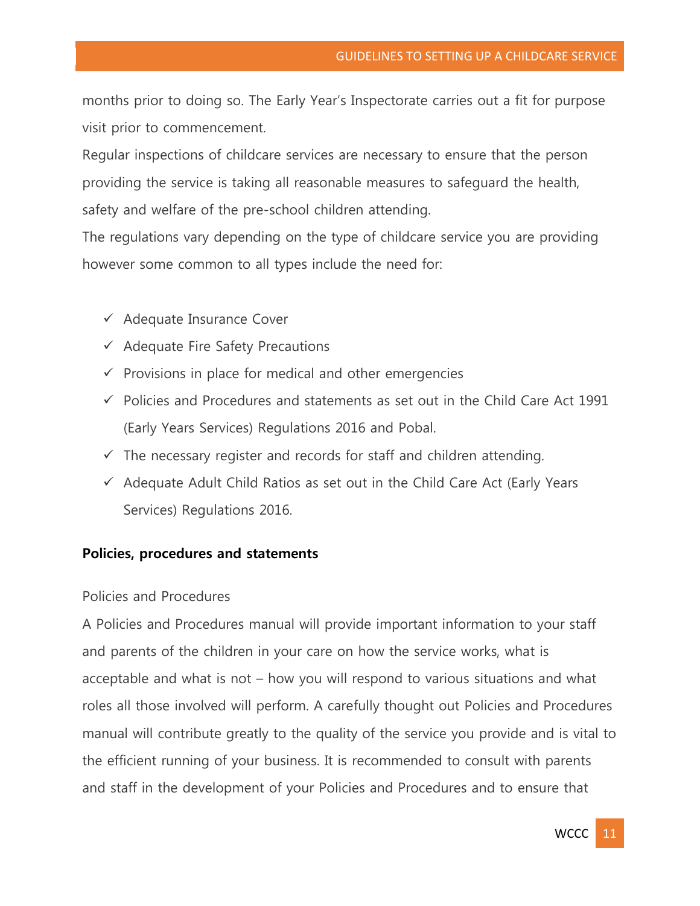months prior to doing so. The Early Year's Inspectorate carries out a fit for purpose visit prior to commencement.

Regular inspections of childcare services are necessary to ensure that the person providing the service is taking all reasonable measures to safeguard the health, safety and welfare of the pre-school children attending.

The regulations vary depending on the type of childcare service you are providing however some common to all types include the need for:

- ✓ Adequate Insurance Cover
- ✓ Adequate Fire Safety Precautions
- ✓ Provisions in place for medical and other emergencies
- ✓ Policies and Procedures and statements as set out in the Child Care Act 1991 (Early Years Services) Regulations 2016 and Pobal.
- ✓ The necessary register and records for staff and children attending.
- ✓ Adequate Adult Child Ratios as set out in the Child Care Act (Early Years Services) Regulations 2016.

**Policies, procedures and statements**

Policies and Procedures

A Policies and Procedures manual will provide important information to your staff and parents of the children in your care on how the service works, what is acceptable and what is not – how you will respond to various situations and what roles all those involved will perform. A carefully thought out Policies and Procedures manual will contribute greatly to the quality of the service you provide and is vital to the efficient running of your business. It is recommended to consult with parents and staff in the development of your Policies and Procedures and to ensure that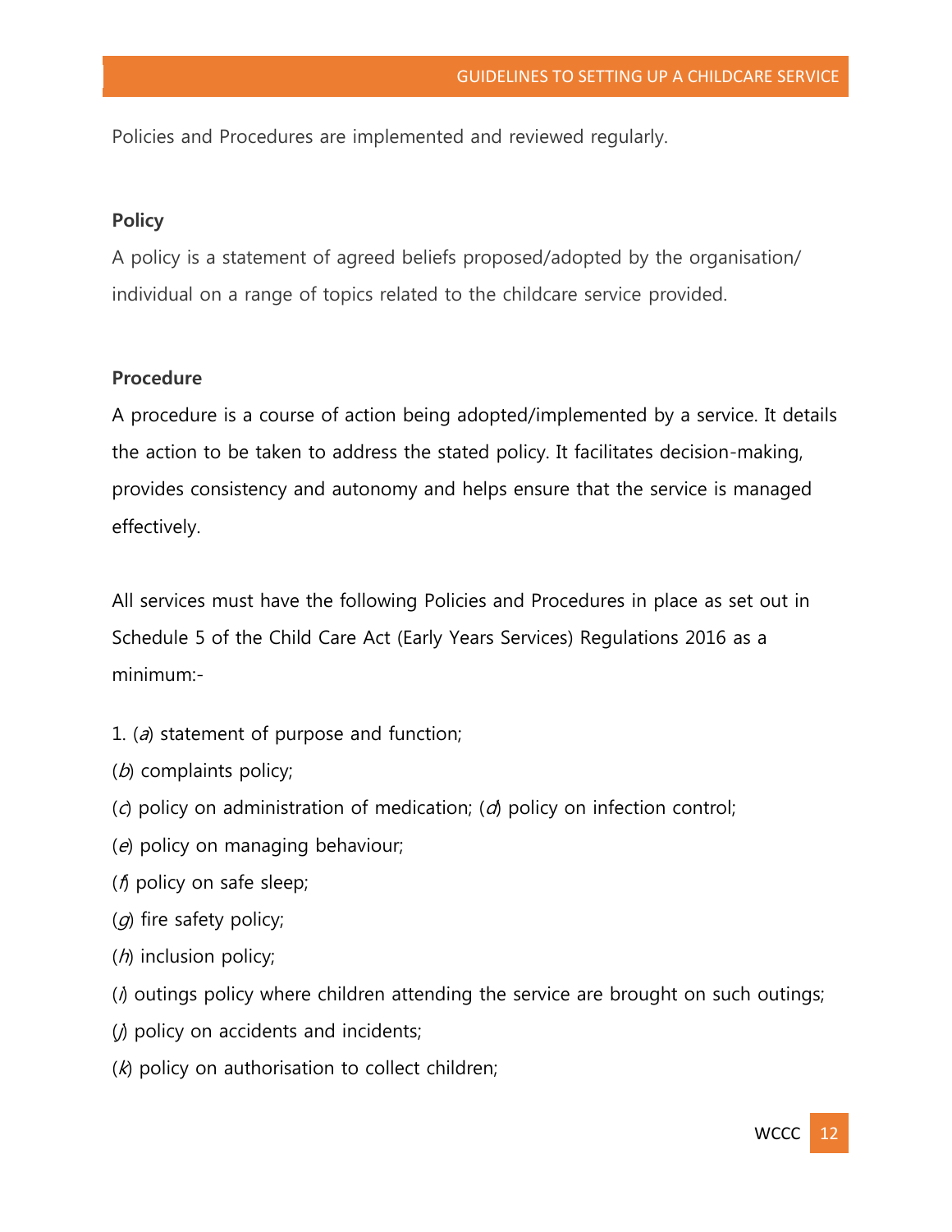Policies and Procedures are implemented and reviewed regularly.

**Policy**

A policy is a statement of agreed beliefs proposed/adopted by the organisation/ individual on a range of topics related to the childcare service provided.

**Procedure**

A procedure is a course of action being adopted/implemented by a service. It details the action to be taken to address the stated policy. It facilitates decision-making, provides consistency and autonomy and helps ensure that the service is managed effectively.

All services must have the following Policies and Procedures in place as set out in Schedule 5 of the Child Care Act (Early Years Services) Regulations 2016 as a minimum:-

1. (*a*) statement of purpose and function;

(*b*) complaints policy;

(*c*) policy on administration of medication; (*d*) policy on infection control;

(*e*) policy on managing behaviour;

(*f*) policy on safe sleep;

(*g*) fire safety policy;

(*h*) inclusion policy;

(*i*) outings policy where children attending the service are brought on such outings;

(*j*) policy on accidents and incidents;

(*k*) policy on authorisation to collect children;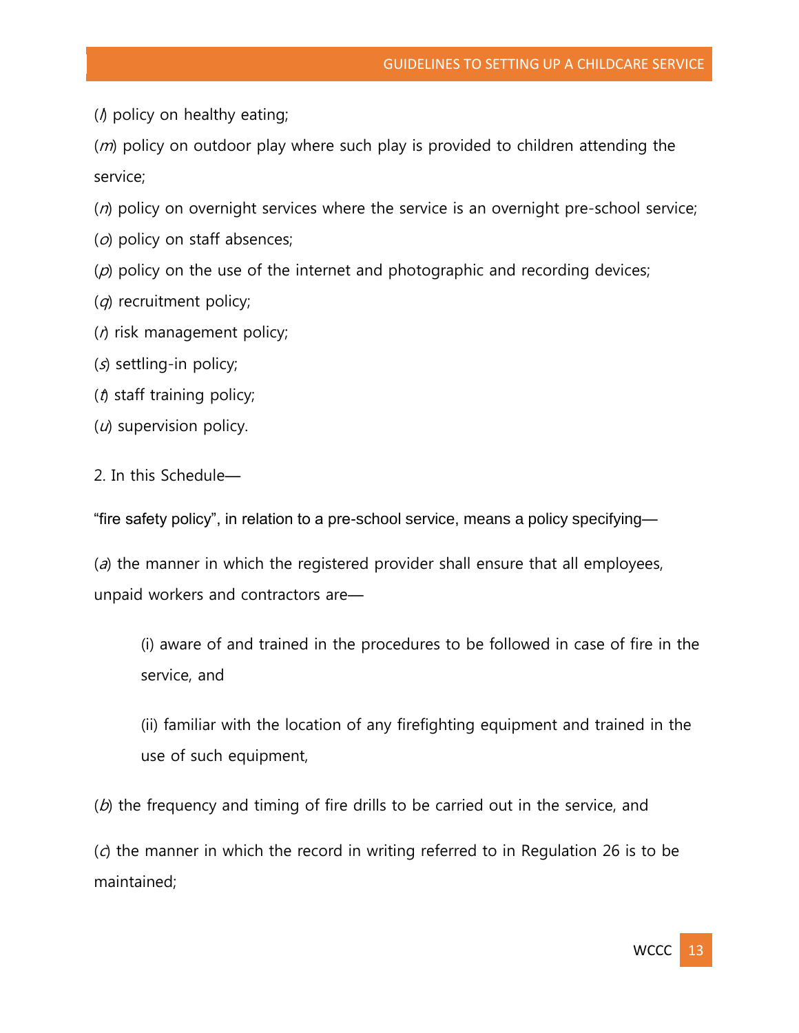(*l*) policy on healthy eating;

(*m*) policy on outdoor play where such play is provided to children attending the service;

(*n*) policy on overnight services where the service is an overnight pre-school service;

(*o*) policy on staff absences;

(*p*) policy on the use of the internet and photographic and recording devices;

(*q*) recruitment policy;

(*r*) risk management policy;

(*s*) settling-in policy;

(*t*) staff training policy;

(*u*) supervision policy.

2. In this Schedule—

"fire safety policy", in relation to a pre-school service, means a policy specifying—

(*a*) the manner in which the registered provider shall ensure that all employees, unpaid workers and contractors are—

> (i) aware of and trained in the procedures to be followed in case of fire in the service, and
>
> (ii) familiar with the location of any firefighting equipment and trained in the use of such equipment,

(*b*) the frequency and timing of fire drills to be carried out in the service, and

(*c*) the manner in which the record in writing referred to in Regulation 26 is to be maintained;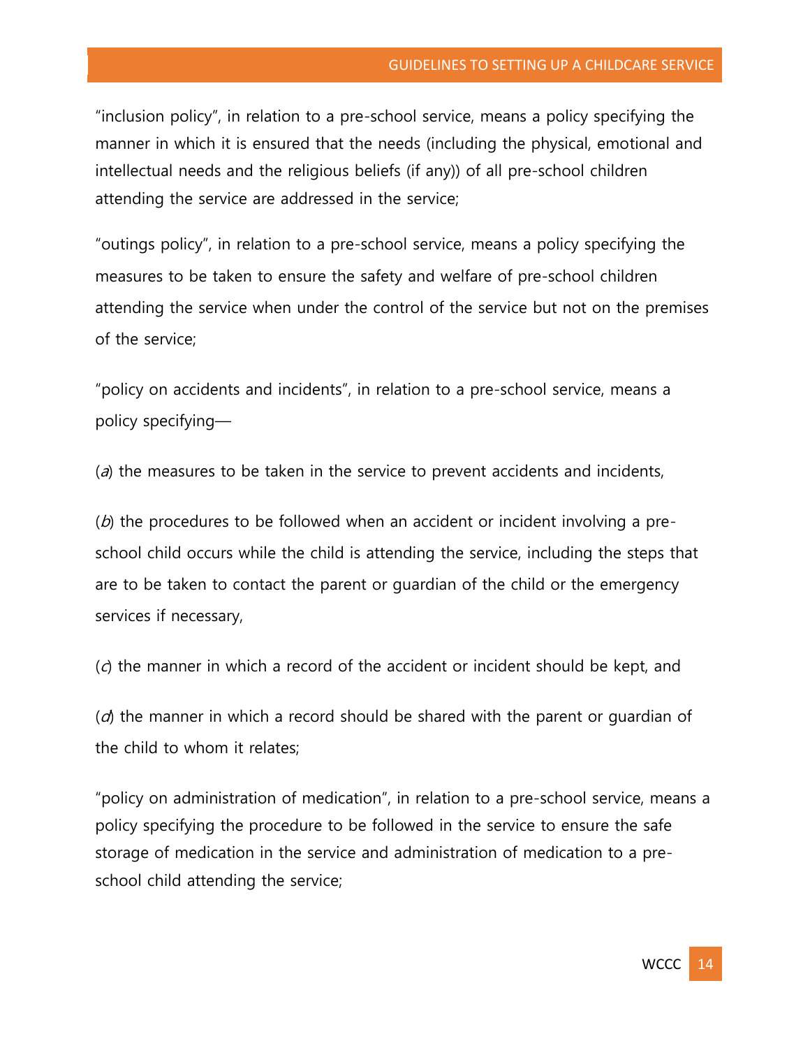"inclusion policy", in relation to a pre-school service, means a policy specifying the manner in which it is ensured that the needs (including the physical, emotional and intellectual needs and the religious beliefs (if any)) of all pre-school children attending the service are addressed in the service;

"outings policy", in relation to a pre-school service, means a policy specifying the measures to be taken to ensure the safety and welfare of pre-school children attending the service when under the control of the service but not on the premises of the service;

"policy on accidents and incidents", in relation to a pre-school service, means a policy specifying—

(*a*) the measures to be taken in the service to prevent accidents and incidents,

(*b*) the procedures to be followed when an accident or incident involving a pre-school child occurs while the child is attending the service, including the steps that are to be taken to contact the parent or guardian of the child or the emergency services if necessary,

(*c*) the manner in which a record of the accident or incident should be kept, and

(*d*) the manner in which a record should be shared with the parent or guardian of the child to whom it relates;

"policy on administration of medication", in relation to a pre-school service, means a policy specifying the procedure to be followed in the service to ensure the safe storage of medication in the service and administration of medication to a pre-school child attending the service;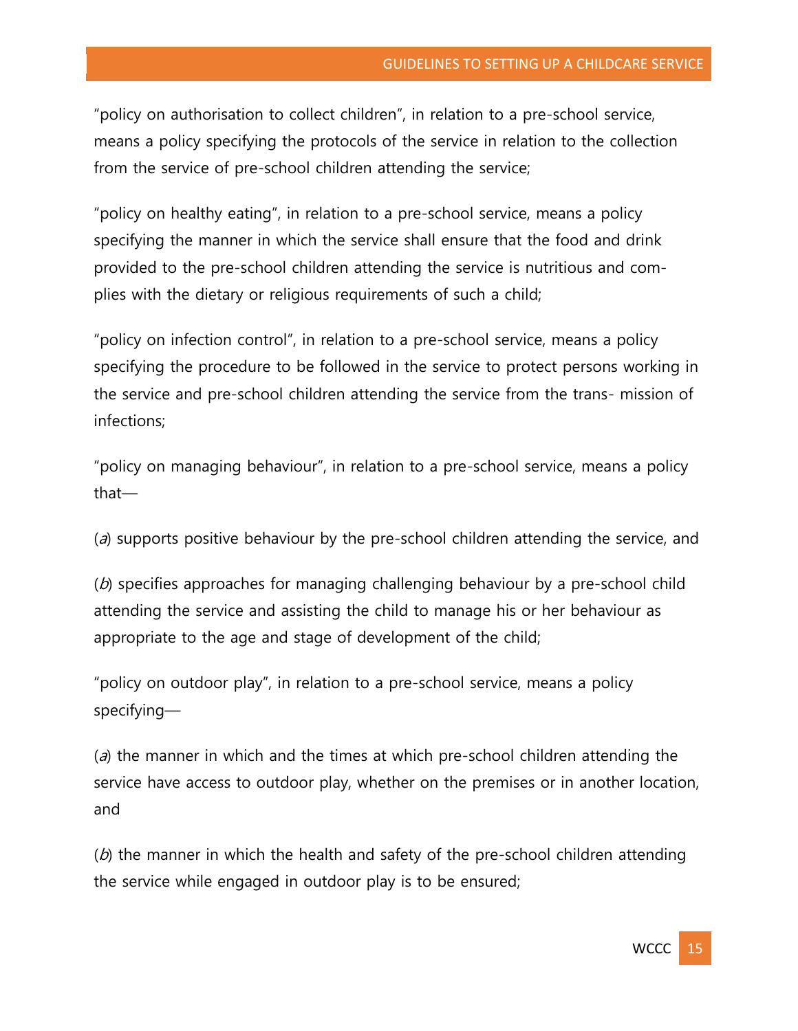"policy on authorisation to collect children", in relation to a pre-school service, means a policy specifying the protocols of the service in relation to the collection from the service of pre-school children attending the service;

"policy on healthy eating", in relation to a pre-school service, means a policy specifying the manner in which the service shall ensure that the food and drink provided to the pre-school children attending the service is nutritious and complies with the dietary or religious requirements of such a child;

"policy on infection control", in relation to a pre-school service, means a policy specifying the procedure to be followed in the service to protect persons working in the service and pre-school children attending the service from the trans- mission of infections;

"policy on managing behaviour", in relation to a pre-school service, means a policy that—

(*a*) supports positive behaviour by the pre-school children attending the service, and

(*b*) specifies approaches for managing challenging behaviour by a pre-school child attending the service and assisting the child to manage his or her behaviour as appropriate to the age and stage of development of the child;

"policy on outdoor play", in relation to a pre-school service, means a policy specifying—

(*a*) the manner in which and the times at which pre-school children attending the service have access to outdoor play, whether on the premises or in another location, and

(*b*) the manner in which the health and safety of the pre-school children attending the service while engaged in outdoor play is to be ensured;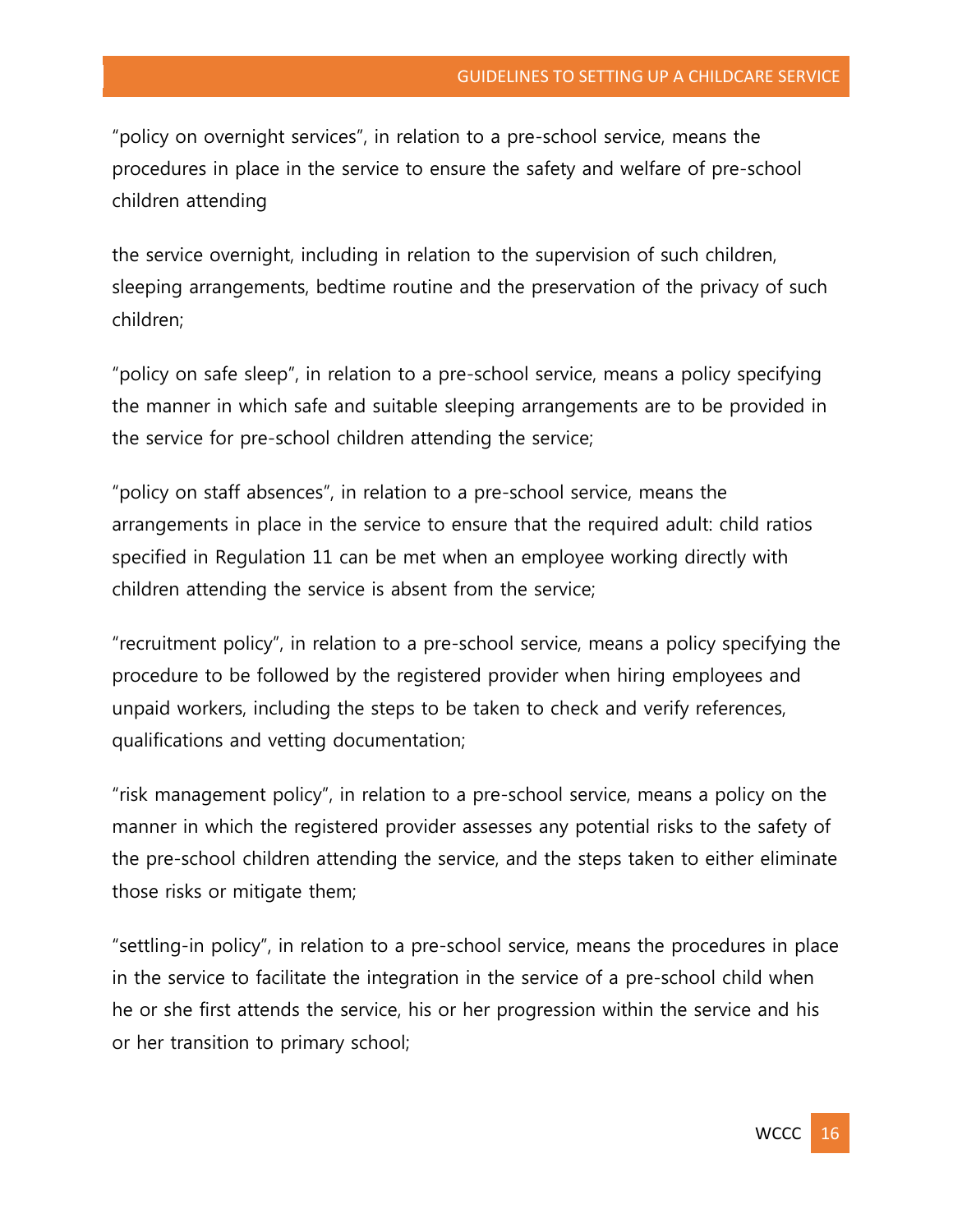"policy on overnight services", in relation to a pre-school service, means the procedures in place in the service to ensure the safety and welfare of pre-school children attending

the service overnight, including in relation to the supervision of such children, sleeping arrangements, bedtime routine and the preservation of the privacy of such children;

"policy on safe sleep", in relation to a pre-school service, means a policy specifying the manner in which safe and suitable sleeping arrangements are to be provided in the service for pre-school children attending the service;

"policy on staff absences", in relation to a pre-school service, means the arrangements in place in the service to ensure that the required adult: child ratios specified in Regulation 11 can be met when an employee working directly with children attending the service is absent from the service;

"recruitment policy", in relation to a pre-school service, means a policy specifying the procedure to be followed by the registered provider when hiring employees and unpaid workers, including the steps to be taken to check and verify references, qualifications and vetting documentation;

"risk management policy", in relation to a pre-school service, means a policy on the manner in which the registered provider assesses any potential risks to the safety of the pre-school children attending the service, and the steps taken to either eliminate those risks or mitigate them;

"settling-in policy", in relation to a pre-school service, means the procedures in place in the service to facilitate the integration in the service of a pre-school child when he or she first attends the service, his or her progression within the service and his or her transition to primary school;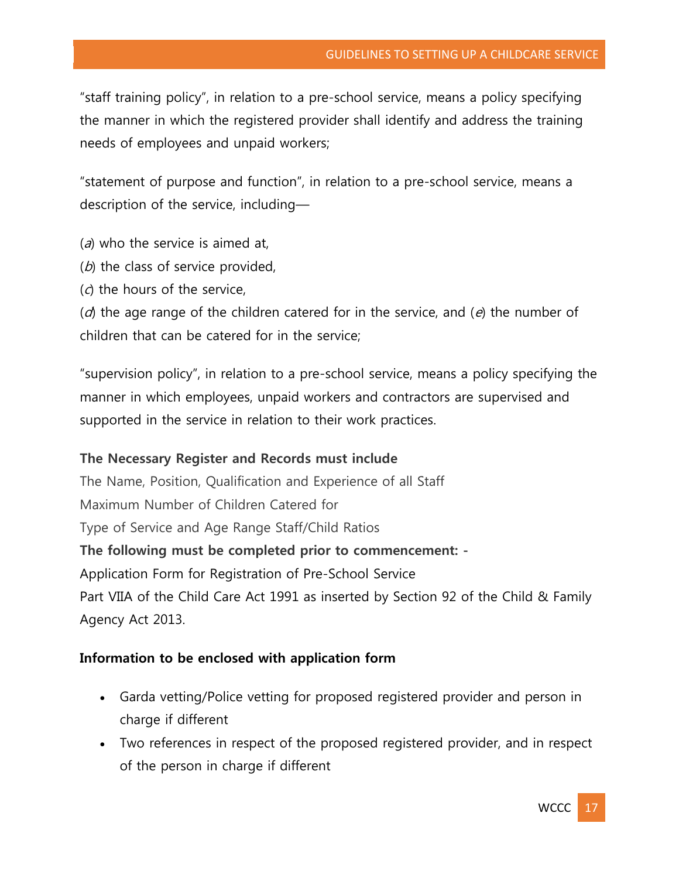“staff training policy”, in relation to a pre-school service, means a policy specifying the manner in which the registered provider shall identify and address the training needs of employees and unpaid workers;

“statement of purpose and function”, in relation to a pre-school service, means a description of the service, including—

(*a*) who the service is aimed at,
(*b*) the class of service provided,
(*c*) the hours of the service,
(*d*) the age range of the children catered for in the service, and (*e*) the number of children that can be catered for in the service;

“supervision policy”, in relation to a pre-school service, means a policy specifying the manner in which employees, unpaid workers and contractors are supervised and supported in the service in relation to their work practices.

**The Necessary Register and Records must include**

The Name, Position, Qualification and Experience of all Staff
Maximum Number of Children Catered for
Type of Service and Age Range Staff/Child Ratios

**The following must be completed prior to commencement: -**

Application Form for Registration of Pre-School Service
Part VIIA of the Child Care Act 1991 as inserted by Section 92 of the Child & Family Agency Act 2013.

**Information to be enclosed with application form**

- Garda vetting/Police vetting for proposed registered provider and person in charge if different
- Two references in respect of the proposed registered provider, and in respect of the person in charge if different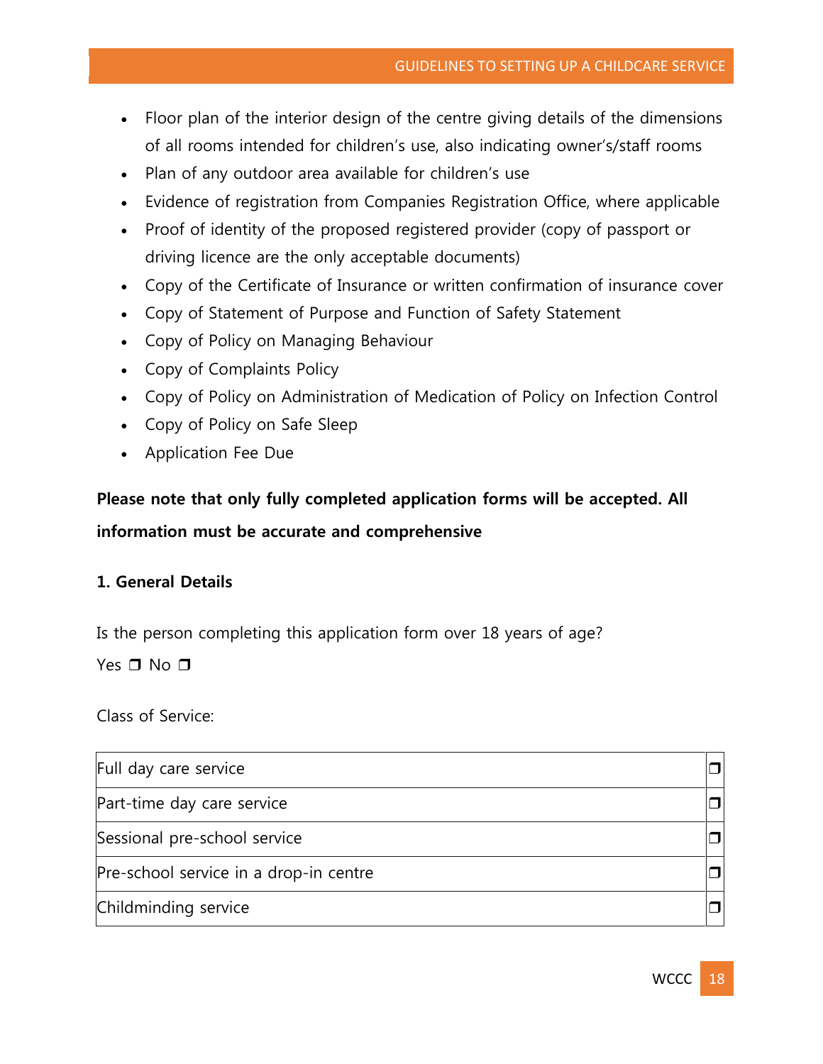- Floor plan of the interior design of the centre giving details of the dimensions of all rooms intended for children's use, also indicating owner's/staff rooms
- Plan of any outdoor area available for children's use
- Evidence of registration from Companies Registration Office, where applicable
- Proof of identity of the proposed registered provider (copy of passport or driving licence are the only acceptable documents)
- Copy of the Certificate of Insurance or written confirmation of insurance cover
- Copy of Statement of Purpose and Function of Safety Statement
- Copy of Policy on Managing Behaviour
- Copy of Complaints Policy
- Copy of Policy on Administration of Medication of Policy on Infection Control
- Copy of Policy on Safe Sleep
- Application Fee Due

**Please note that only fully completed application forms will be accepted. All information must be accurate and comprehensive**

**1. General Details**

Is the person completing this application form over 18 years of age?

Yes ❒ No ❒

Class of Service:

| | |
|---|---|
| Full day care service | ❒ |
| Part-time day care service | ❒ |
| Sessional pre-school service | ❒ |
| Pre-school service in a drop-in centre | ❒ |
| Childminding service | ❒ |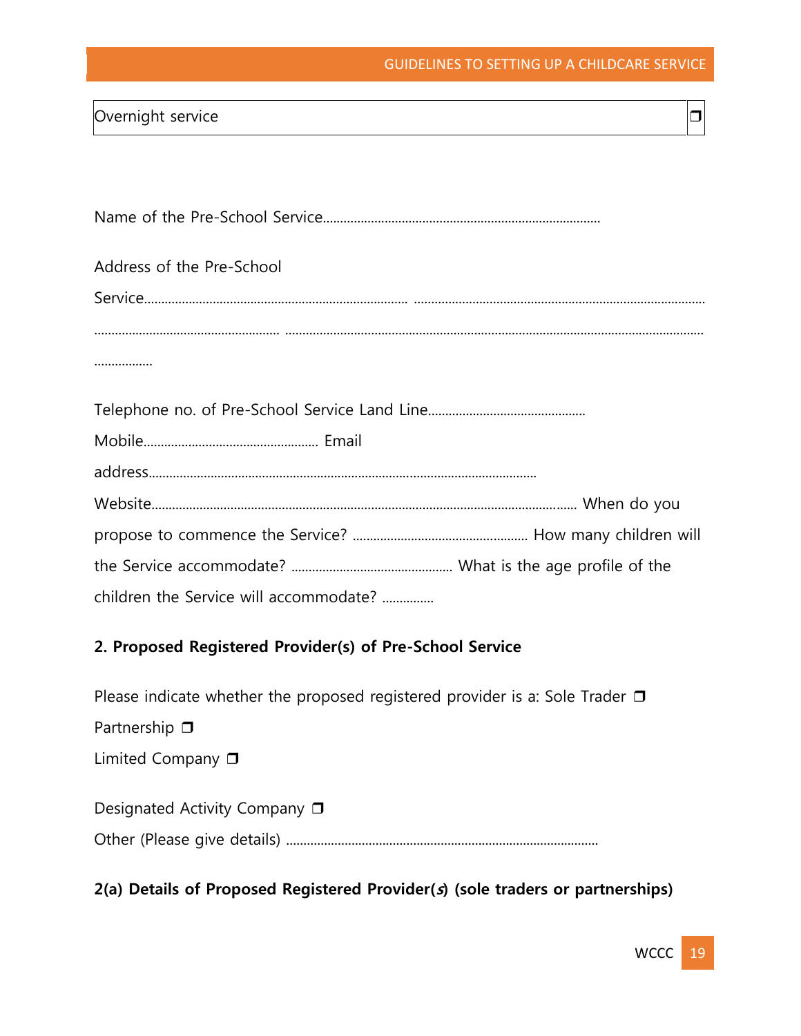| | |
|---|---|
| Overnight service | ❒ |

Name of the Pre-School Service.................................................................................

Address of the Pre-School Service............................................................................. .....................................................................................
...................................................... ..........................................................................................................................
.................

Telephone no. of Pre-School Service Land Line.............................................

Mobile.................................................. Email address...............................................................................................................

Website......................................................................................................................... When do you propose to commence the Service? .................................................. How many children will the Service accommodate? .............................................. What is the age profile of the children the Service will accommodate? ..............

**2. Proposed Registered Provider(s) of Pre-School Service**

Please indicate whether the proposed registered provider is a: Sole Trader ❒

Partnership ❒

Limited Company ❒

Designated Activity Company ❒

Other (Please give details) .........................................................................................

**2(a) Details of Proposed Registered Provider(*s*) (sole traders or partnerships)**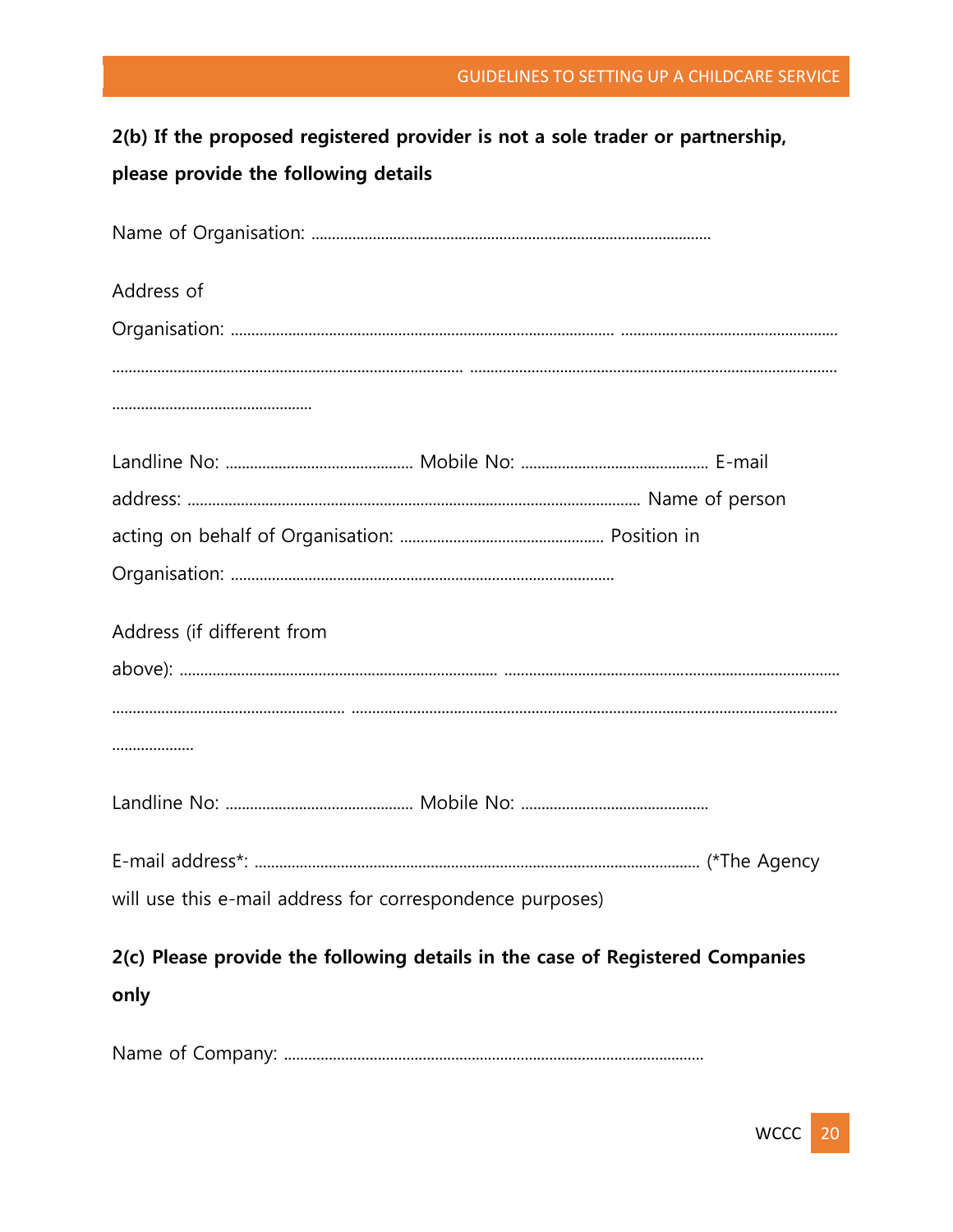**2(b) If the proposed registered provider is not a sole trader or partnership, please provide the following details**

Name of Organisation: ..................................................................................................

Address of Organisation: .............................................................................................. ..................................................... ....................................................................................... ......................................................................................... .................................................

Landline No: .............................................. Mobile No: .............................................. E-mail address: ................................................................................................................ Name of person acting on behalf of Organisation: .................................................. Position in Organisation: .............................................................................................

Address (if different from above): .............................................................................. ................................................................................. .......................................................... ......................................................................................................................... ....................

Landline No: .............................................. Mobile No: ..............................................

E-mail address*: ............................................................................................................ (*The Agency will use this e-mail address for correspondence purposes)

**2(c) Please provide the following details in the case of Registered Companies only**

Name of Company: .......................................................................................................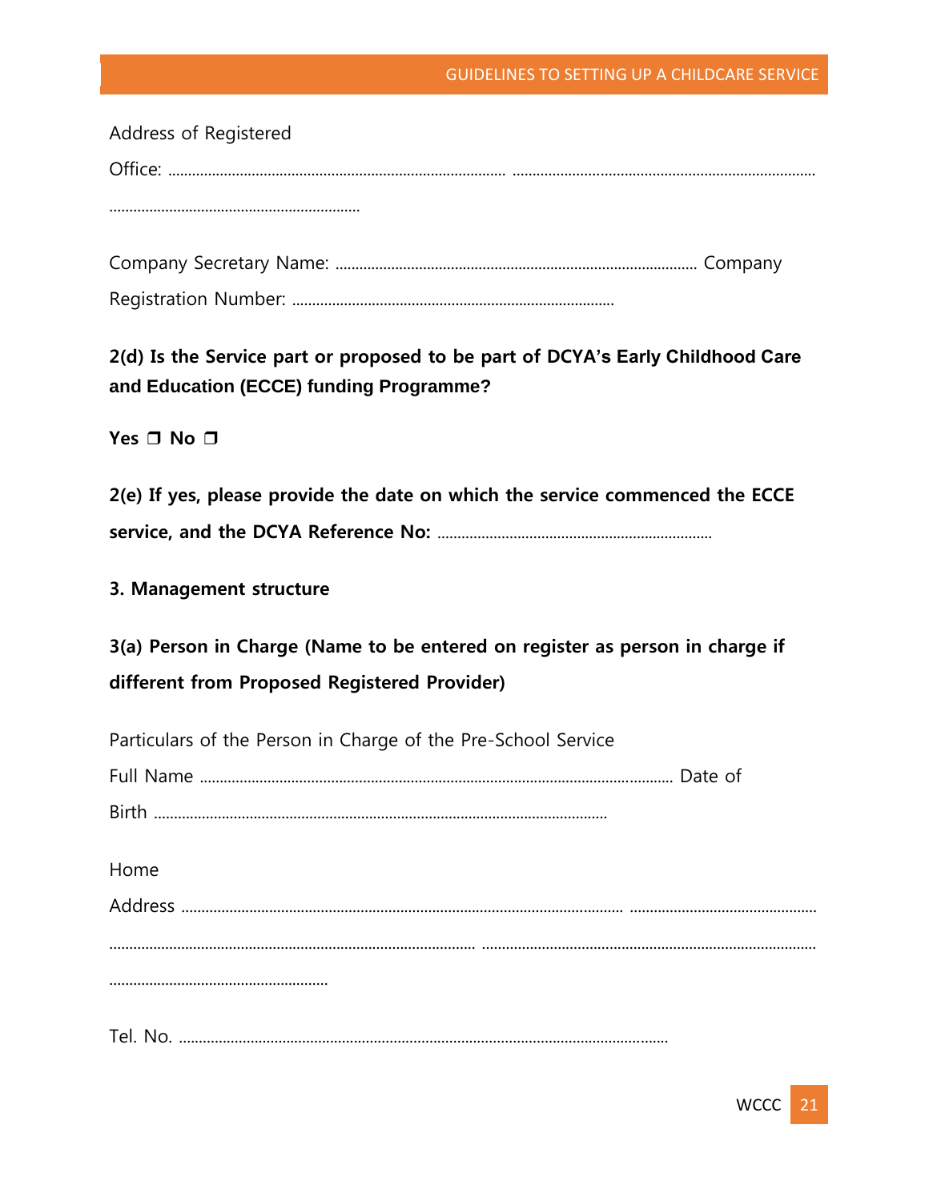Address of Registered

Office: ………………………………………………………………………… ……………………………………………………………………

………………………………………………………

Company Secretary Name: ……………………………………………………………………………… Company Registration Number: ………………………………………………………………………

**2(d) Is the Service part or proposed to be part of DCYA's Early Childhood Care and Education (ECCE) funding Programme?**

**Yes ❒ No ❒**

**2(e) If yes, please provide the date on which the service commenced the ECCE service, and the DCYA Reference No:** ……………………………………………………………

**3. Management structure**

**3(a) Person in Charge (Name to be entered on register as person in charge if different from Proposed Registered Provider)**

Particulars of the Person in Charge of the Pre-School Service

Full Name …………………………………………………………………………………………………… Date of Birth ……………………………………………………………………………………………………

Home

Address ………………………………………………………………………………………………… ………………………………………

………………………………………………………………………………… ……………………………………………………………………

…………………………………………………

Tel. No. ……………………………………………………………………………………………………………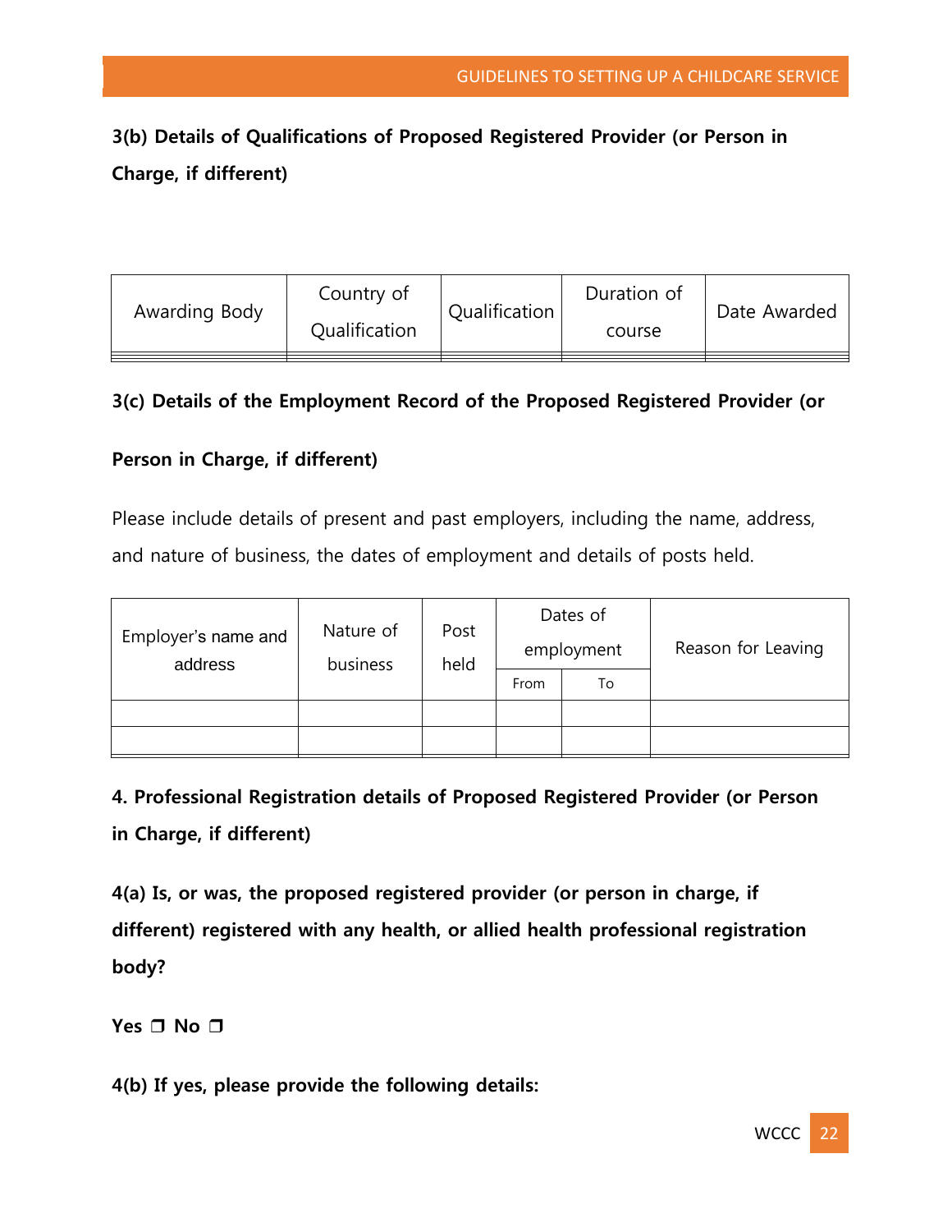**3(b) Details of Qualifications of Proposed Registered Provider (or Person in Charge, if different)**

| Awarding Body | Country of Qualification | Qualification | Duration of course | Date Awarded |
|---|---|---|---|---|
| | | | | |

**3(c) Details of the Employment Record of the Proposed Registered Provider (or Person in Charge, if different)**

Please include details of present and past employers, including the name, address, and nature of business, the dates of employment and details of posts held.

| Employer's name and address | Nature of business | Post held | Dates of employment | | Reason for Leaving |
|---|---|---|---|---|---|
| | | | From | To | |
| | | | | | |
| | | | | | |

**4. Professional Registration details of Proposed Registered Provider (or Person in Charge, if different)**

**4(a) Is, or was, the proposed registered provider (or person in charge, if different) registered with any health, or allied health professional registration body?**

**Yes ❒ No ❒**

**4(b) If yes, please provide the following details:**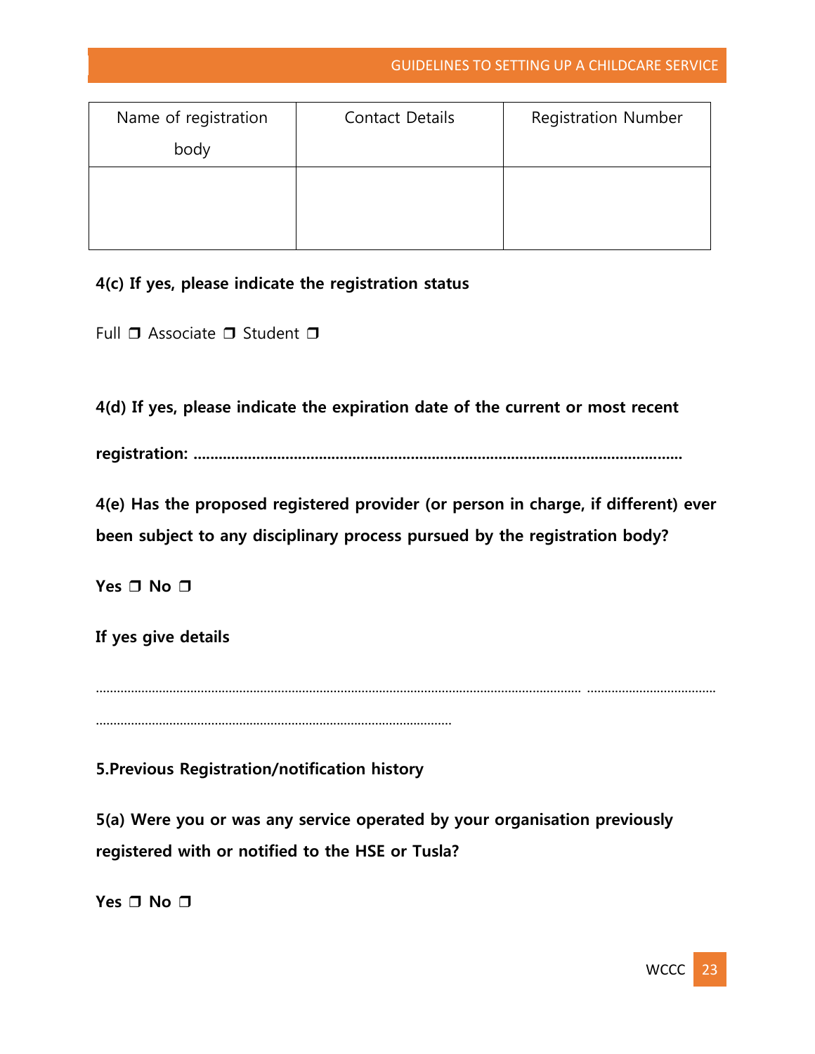| Name of registration body | Contact Details | Registration Number |
| --- | --- | --- |
| | | |

**4(c) If yes, please indicate the registration status**

Full ❒ Associate ❒ Student ❒

**4(d) If yes, please indicate the expiration date of the current or most recent registration: ..........................................................................................................................**

**4(e) Has the proposed registered provider (or person in charge, if different) ever been subject to any disciplinary process pursued by the registration body?**

**Yes ❒ No ❒**

**If yes give details**

........................................................................................................................................... ....................................

..........................................................................................................

**5.Previous Registration/notification history**

**5(a) Were you or was any service operated by your organisation previously registered with or notified to the HSE or Tusla?**

**Yes ❒ No ❒**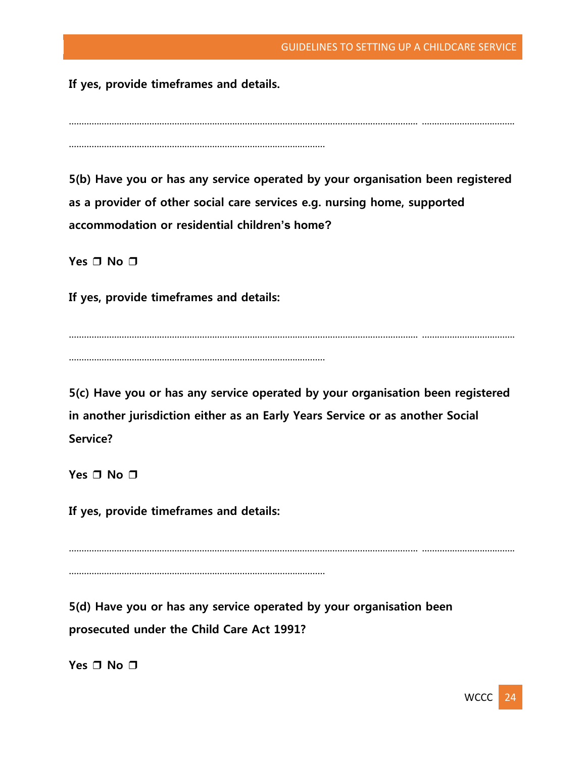**If yes, provide timeframes and details.**

……………………………………………………………………………………………………………………………… ………………………………

………………………………………………………………………………………………

**5(b) Have you or has any service operated by your organisation been registered as a provider of other social care services e.g. nursing home, supported accommodation or residential children's home?**

**Yes ❒ No ❒**

**If yes, provide timeframes and details:**

……………………………………………………………………………………………………………………………… ………………………………

………………………………………………………………………………………………

**5(c) Have you or has any service operated by your organisation been registered in another jurisdiction either as an Early Years Service or as another Social Service?**

**Yes ❒ No ❒**

**If yes, provide timeframes and details:**

……………………………………………………………………………………………………………………………… ………………………………

………………………………………………………………………………………………

**5(d) Have you or has any service operated by your organisation been prosecuted under the Child Care Act 1991?**

**Yes ❒ No ❒**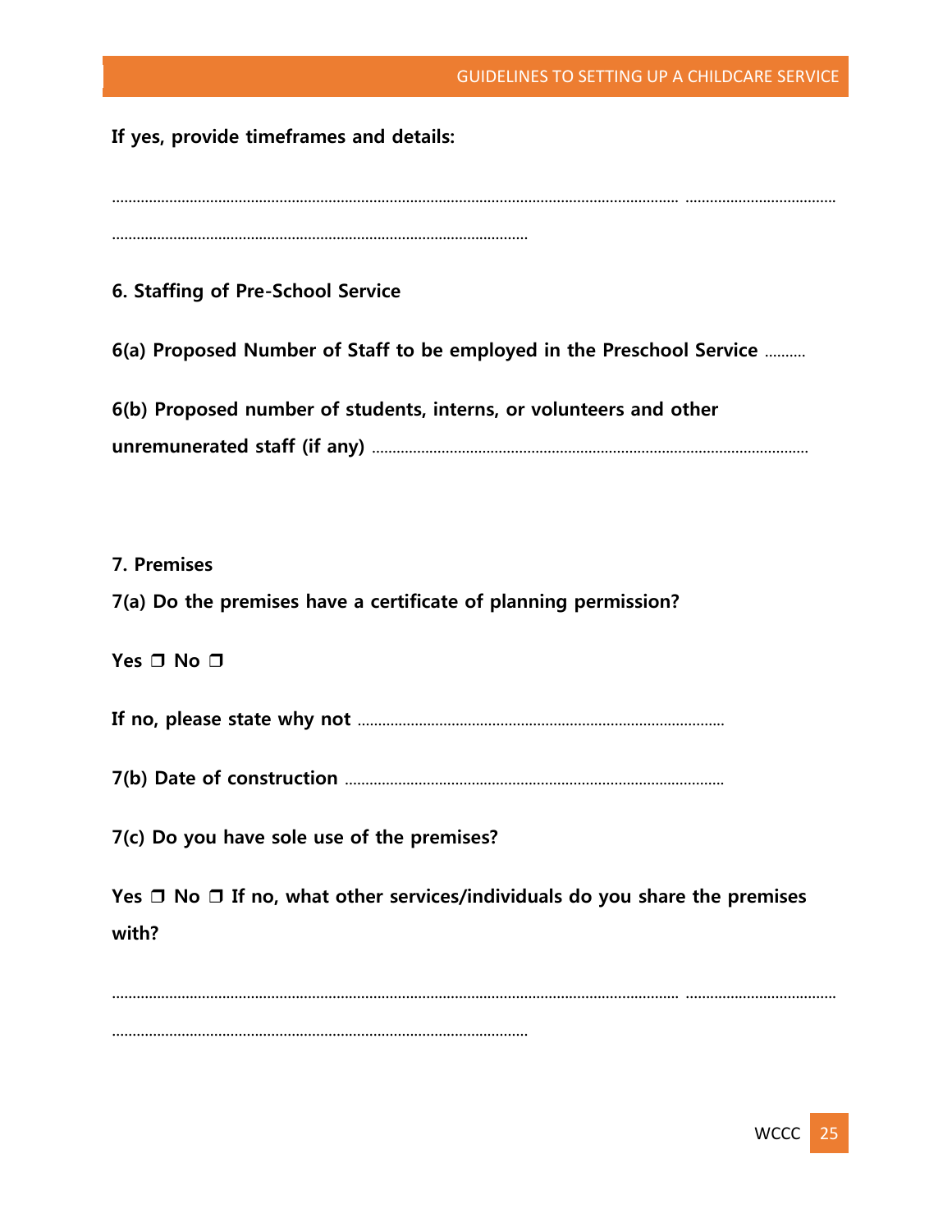**If yes, provide timeframes and details:**

.............................................................................................................................................. .....................................

.....................................................................................................

**6. Staffing of Pre-School Service**

**6(a) Proposed Number of Staff to be employed in the Preschool Service** ..........

**6(b) Proposed number of students, interns, or volunteers and other unremunerated staff (if any)** .........................................................................................................

**7. Premises**

**7(a) Do the premises have a certificate of planning permission?**

**Yes ❒ No ❒**

**If no, please state why not** .........................................................................................

**7(b) Date of construction** ............................................................................................

**7(c) Do you have sole use of the premises?**

**Yes ❒ No ❒ If no, what other services/individuals do you share the premises with?**

.............................................................................................................................................. .....................................

.....................................................................................................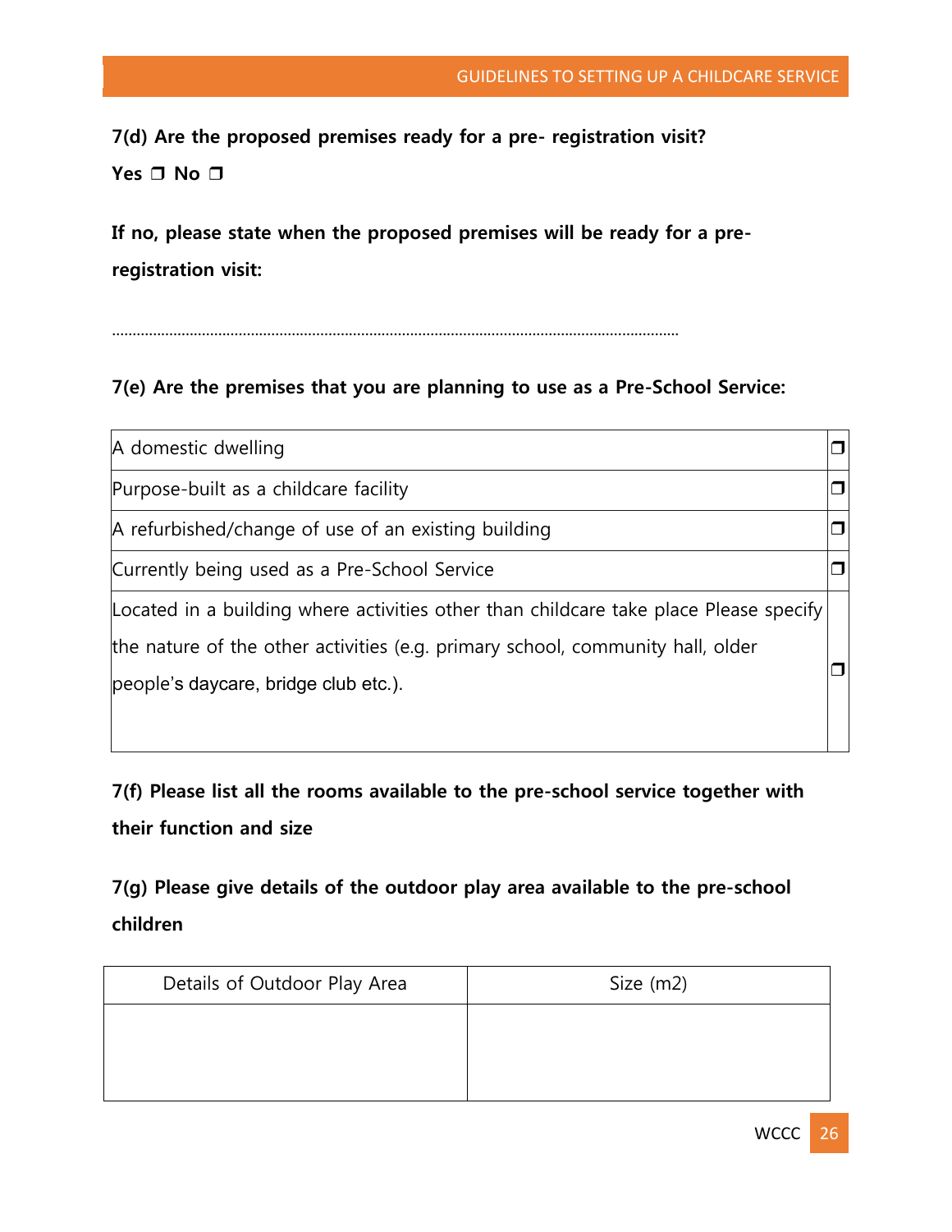**7(d) Are the proposed premises ready for a pre- registration visit?**

**Yes ❐ No ❐**

**If no, please state when the proposed premises will be ready for a pre-registration visit:**

……………………………………………………………………………………………………………………………

**7(e) Are the premises that you are planning to use as a Pre-School Service:**

| | |
|---|---|
| A domestic dwelling | ❐ |
| Purpose-built as a childcare facility | ❐ |
| A refurbished/change of use of an existing building | ❐ |
| Currently being used as a Pre-School Service | ❐ |
| Located in a building where activities other than childcare take place Please specify the nature of the other activities (e.g. primary school, community hall, older people's daycare, bridge club etc.). | ❐ |

**7(f) Please list all the rooms available to the pre-school service together with their function and size**

**7(g) Please give details of the outdoor play area available to the pre-school children**

| Details of Outdoor Play Area | Size (m2) |
|---|---|
| | |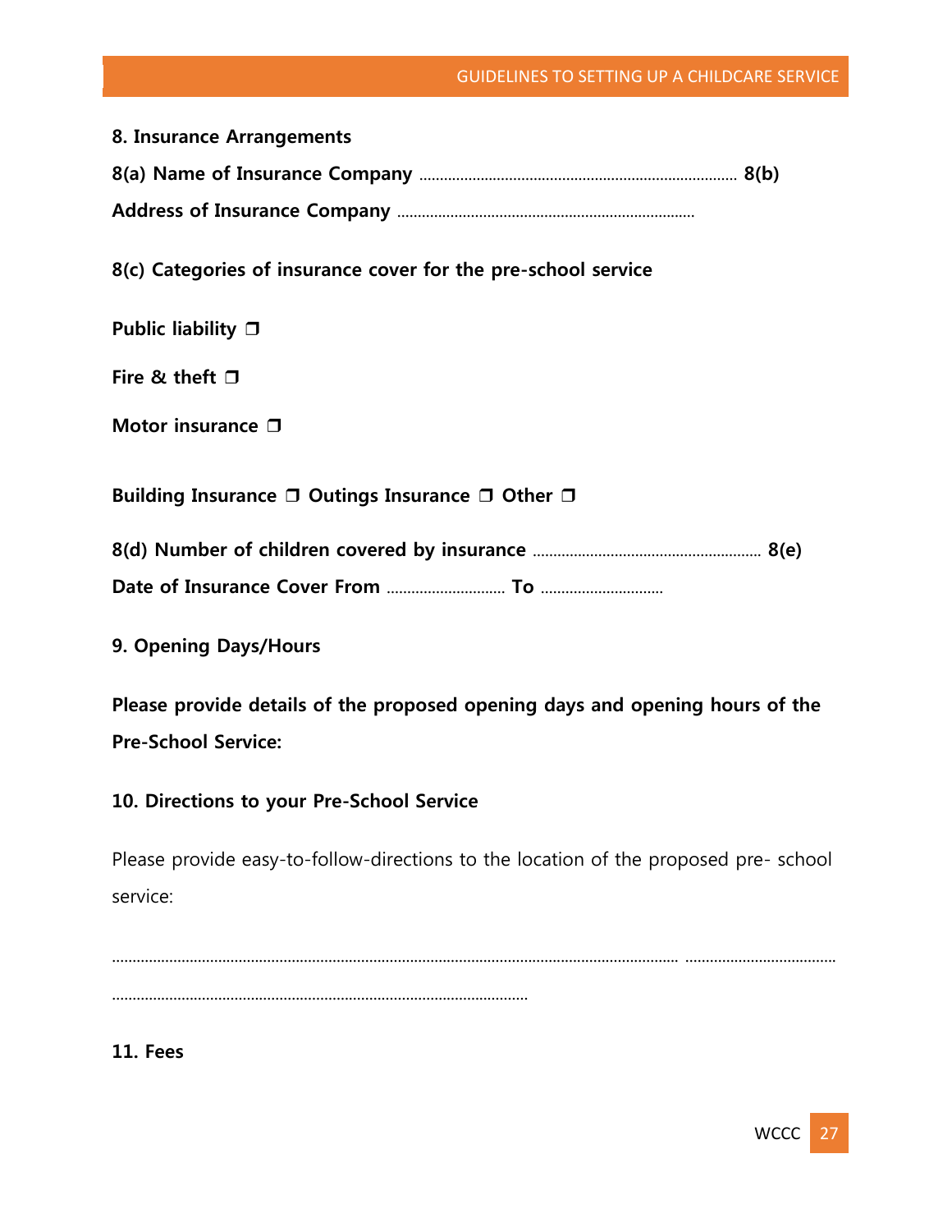**8. Insurance Arrangements**

**8(a) Name of Insurance Company** ............................................................................ **8(b)**

**Address of Insurance Company** ........................................................................

**8(c) Categories of insurance cover for the pre-school service**

**Public liability** ❒

**Fire & theft** ❒

**Motor insurance** ❒

**Building Insurance** ❒ **Outings Insurance** ❒ **Other** ❒

**8(d) Number of children covered by insurance** ....................................................... **8(e)**

**Date of Insurance Cover From** ............................ **To** .............................

**9. Opening Days/Hours**

**Please provide details of the proposed opening days and opening hours of the Pre-School Service:**

**10. Directions to your Pre-School Service**

Please provide easy-to-follow-directions to the location of the proposed pre- school service:

.......................................................................................................................................... .....................................

.....................................................................................................

**11. Fees**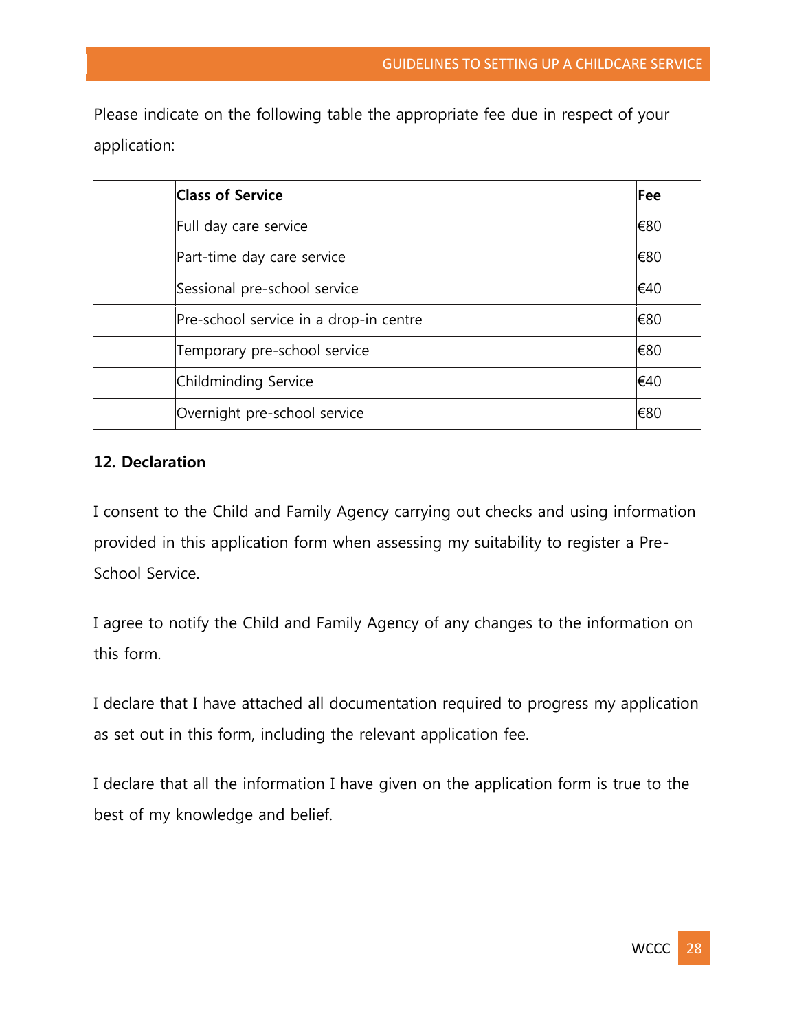Please indicate on the following table the appropriate fee due in respect of your application:

| | Class of Service | Fee |
|---|---|---|
| | Full day care service | €80 |
| | Part-time day care service | €80 |
| | Sessional pre-school service | €40 |
| | Pre-school service in a drop-in centre | €80 |
| | Temporary pre-school service | €80 |
| | Childminding Service | €40 |
| | Overnight pre-school service | €80 |

**12. Declaration**

I consent to the Child and Family Agency carrying out checks and using information provided in this application form when assessing my suitability to register a Pre-School Service.

I agree to notify the Child and Family Agency of any changes to the information on this form.

I declare that I have attached all documentation required to progress my application as set out in this form, including the relevant application fee.

I declare that all the information I have given on the application form is true to the best of my knowledge and belief.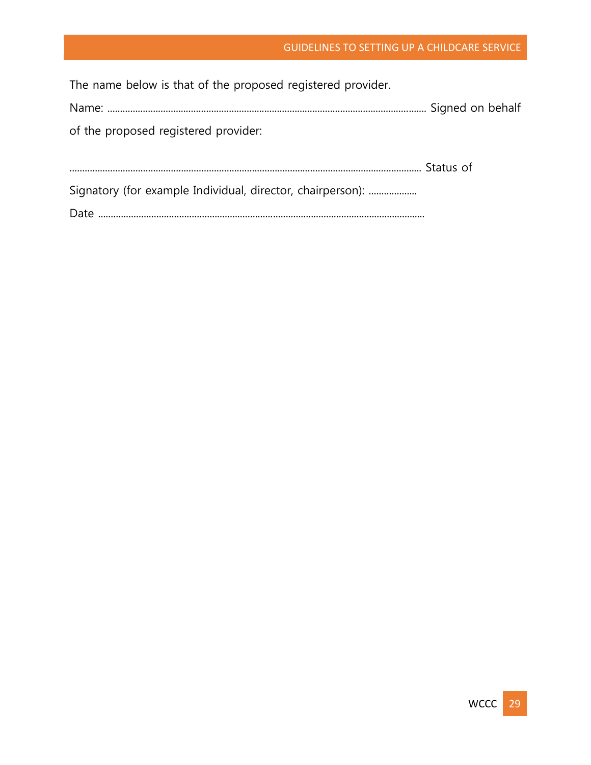The name below is that of the proposed registered provider.

Name: ............................................................................................................................. Signed on behalf of the proposed registered provider:

........................................................................................................................................... Status of Signatory (for example Individual, director, chairperson): ...................

Date ................................................................................................................................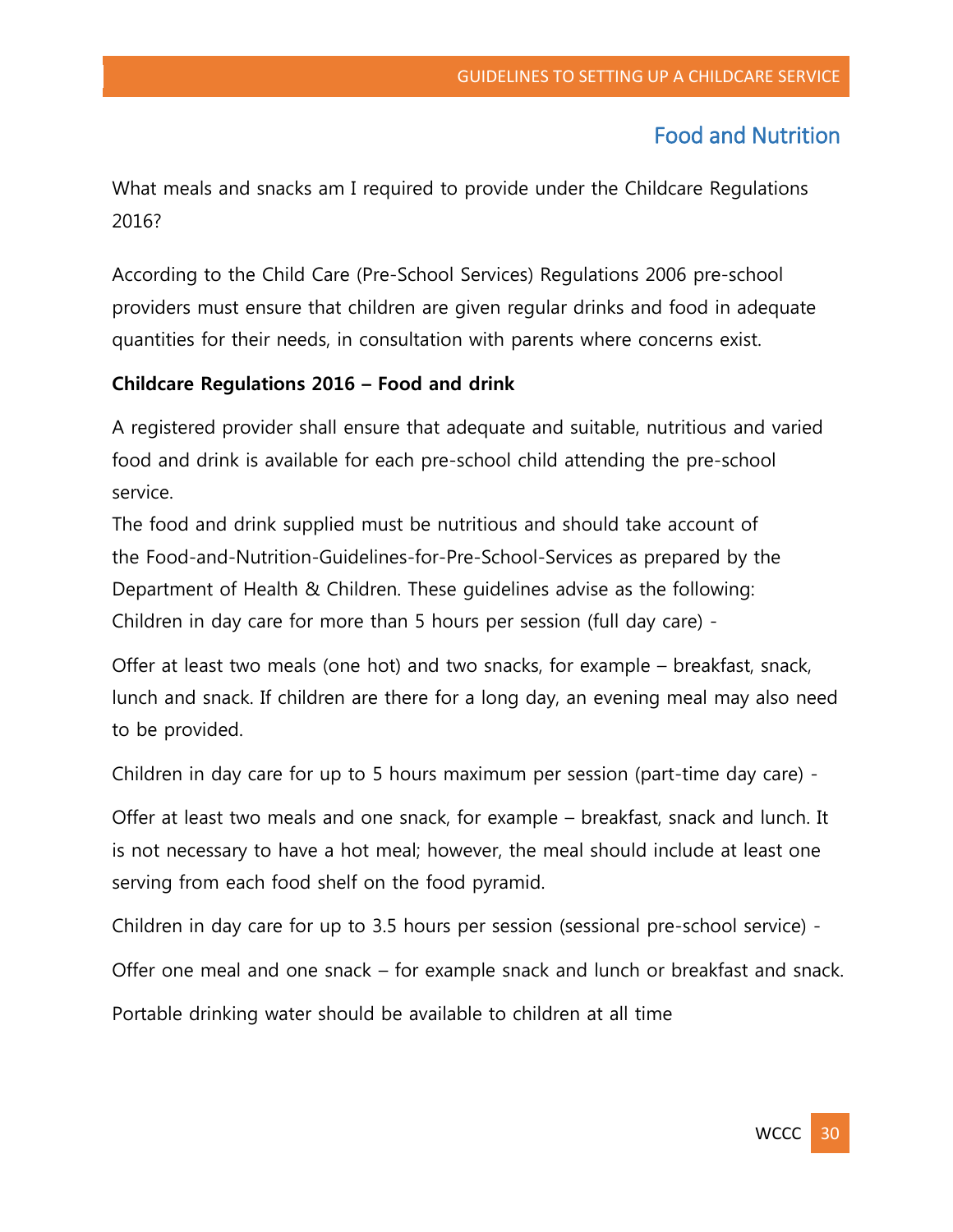## Food and Nutrition

What meals and snacks am I required to provide under the Childcare Regulations 2016?

According to the Child Care (Pre-School Services) Regulations 2006 pre-school providers must ensure that children are given regular drinks and food in adequate quantities for their needs, in consultation with parents where concerns exist.

**Childcare Regulations 2016 – Food and drink**

A registered provider shall ensure that adequate and suitable, nutritious and varied food and drink is available for each pre-school child attending the pre-school service.

The food and drink supplied must be nutritious and should take account of the Food-and-Nutrition-Guidelines-for-Pre-School-Services as prepared by the Department of Health & Children. These guidelines advise as the following:

Children in day care for more than 5 hours per session (full day care) -

Offer at least two meals (one hot) and two snacks, for example – breakfast, snack, lunch and snack. If children are there for a long day, an evening meal may also need to be provided.

Children in day care for up to 5 hours maximum per session (part-time day care) -

Offer at least two meals and one snack, for example – breakfast, snack and lunch. It is not necessary to have a hot meal; however, the meal should include at least one serving from each food shelf on the food pyramid.

Children in day care for up to 3.5 hours per session (sessional pre-school service) -

Offer one meal and one snack – for example snack and lunch or breakfast and snack.

Portable drinking water should be available to children at all time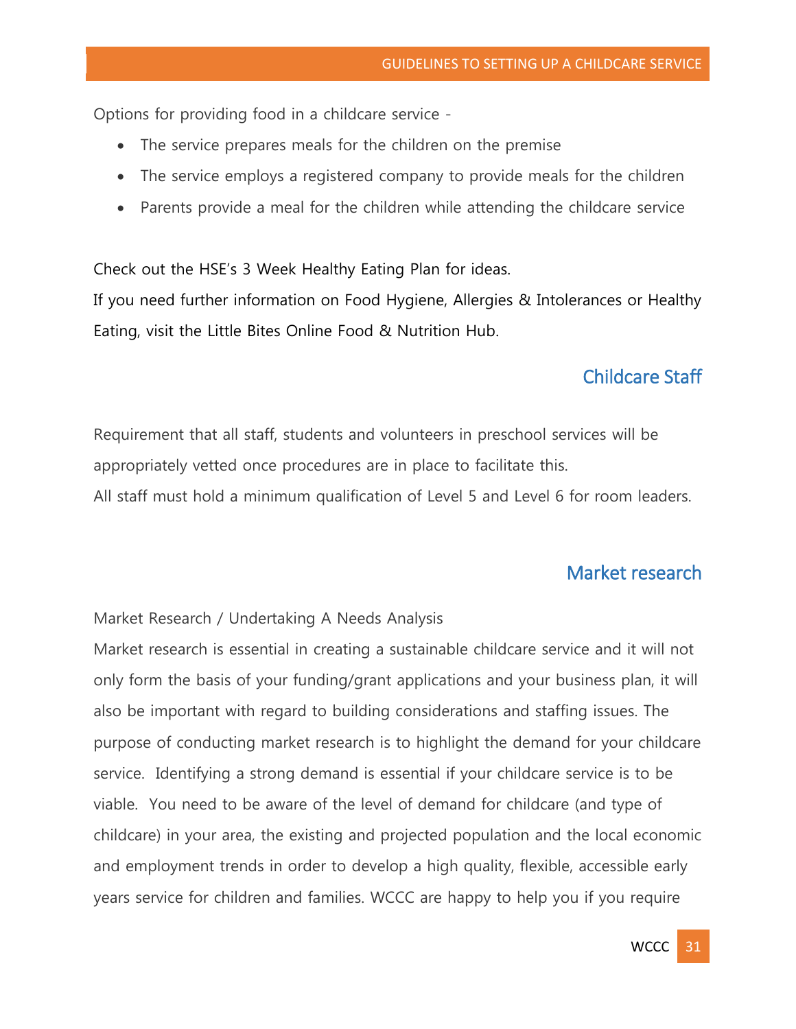Options for providing food in a childcare service -

- The service prepares meals for the children on the premise
- The service employs a registered company to provide meals for the children
- Parents provide a meal for the children while attending the childcare service

Check out the HSE's 3 Week Healthy Eating Plan for ideas.
If you need further information on Food Hygiene, Allergies & Intolerances or Healthy Eating, visit the Little Bites Online Food & Nutrition Hub.

## Childcare Staff

Requirement that all staff, students and volunteers in preschool services will be appropriately vetted once procedures are in place to facilitate this.
All staff must hold a minimum qualification of Level 5 and Level 6 for room leaders.

## Market research

Market Research / Undertaking A Needs Analysis
Market research is essential in creating a sustainable childcare service and it will not only form the basis of your funding/grant applications and your business plan, it will also be important with regard to building considerations and staffing issues. The purpose of conducting market research is to highlight the demand for your childcare service. Identifying a strong demand is essential if your childcare service is to be viable. You need to be aware of the level of demand for childcare (and type of childcare) in your area, the existing and projected population and the local economic and employment trends in order to develop a high quality, flexible, accessible early years service for children and families. WCCC are happy to help you if you require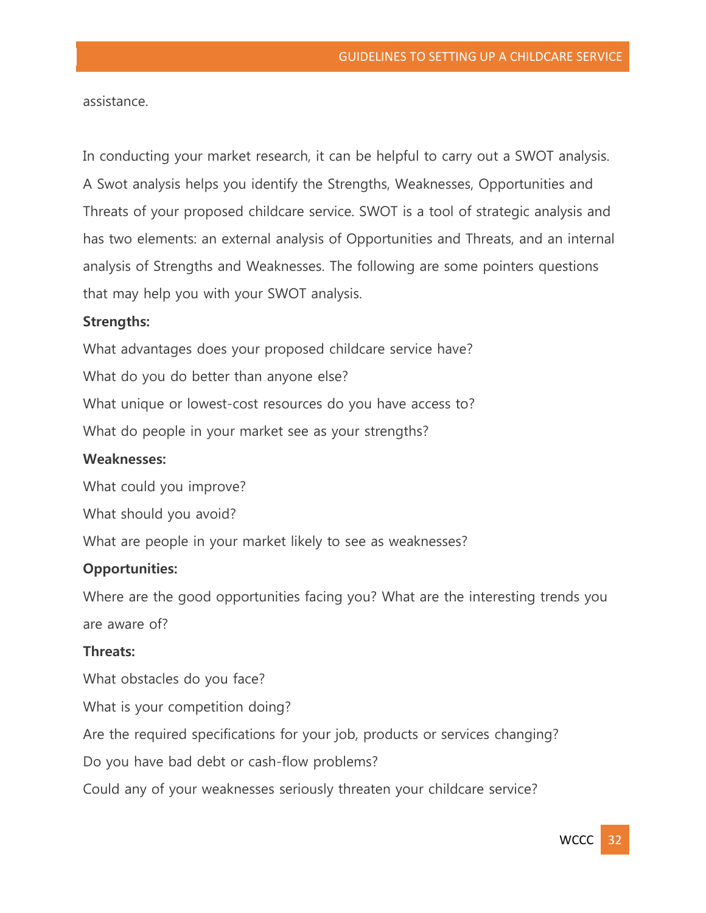assistance.

In conducting your market research, it can be helpful to carry out a SWOT analysis. A Swot analysis helps you identify the Strengths, Weaknesses, Opportunities and Threats of your proposed childcare service. SWOT is a tool of strategic analysis and has two elements: an external analysis of Opportunities and Threats, and an internal analysis of Strengths and Weaknesses. The following are some pointers questions that may help you with your SWOT analysis.

**Strengths:**

What advantages does your proposed childcare service have?

What do you do better than anyone else?

What unique or lowest-cost resources do you have access to?

What do people in your market see as your strengths?

**Weaknesses:**

What could you improve?

What should you avoid?

What are people in your market likely to see as weaknesses?

**Opportunities:**

Where are the good opportunities facing you? What are the interesting trends you are aware of?

**Threats:**

What obstacles do you face?

What is your competition doing?

Are the required specifications for your job, products or services changing?

Do you have bad debt or cash-flow problems?

Could any of your weaknesses seriously threaten your childcare service?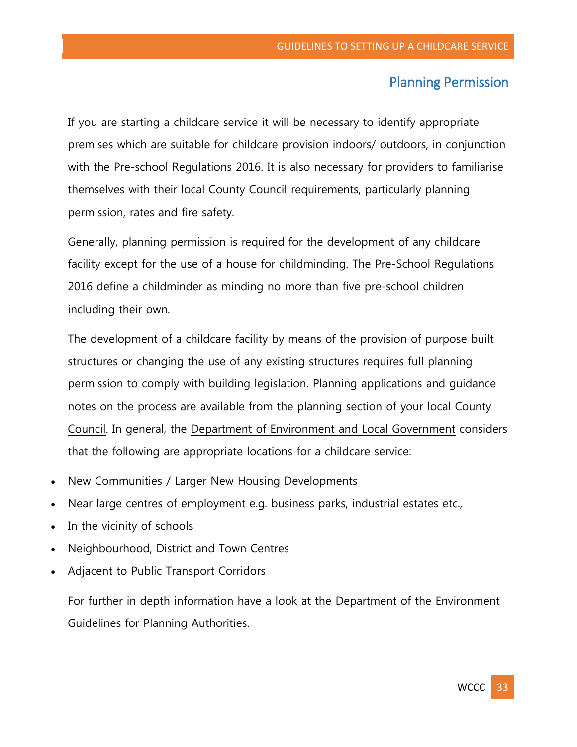## Planning Permission

If you are starting a childcare service it will be necessary to identify appropriate premises which are suitable for childcare provision indoors/ outdoors, in conjunction with the Pre-school Regulations 2016. It is also necessary for providers to familiarise themselves with their local County Council requirements, particularly planning permission, rates and fire safety.

Generally, planning permission is required for the development of any childcare facility except for the use of a house for childminding. The Pre-School Regulations 2016 define a childminder as minding no more than five pre-school children including their own.

The development of a childcare facility by means of the provision of purpose built structures or changing the use of any existing structures requires full planning permission to comply with building legislation. Planning applications and guidance notes on the process are available from the planning section of your local County Council. In general, the Department of Environment and Local Government considers that the following are appropriate locations for a childcare service:

- New Communities / Larger New Housing Developments
- Near large centres of employment e.g. business parks, industrial estates etc.,
- In the vicinity of schools
- Neighbourhood, District and Town Centres
- Adjacent to Public Transport Corridors

For further in depth information have a look at the Department of the Environment Guidelines for Planning Authorities.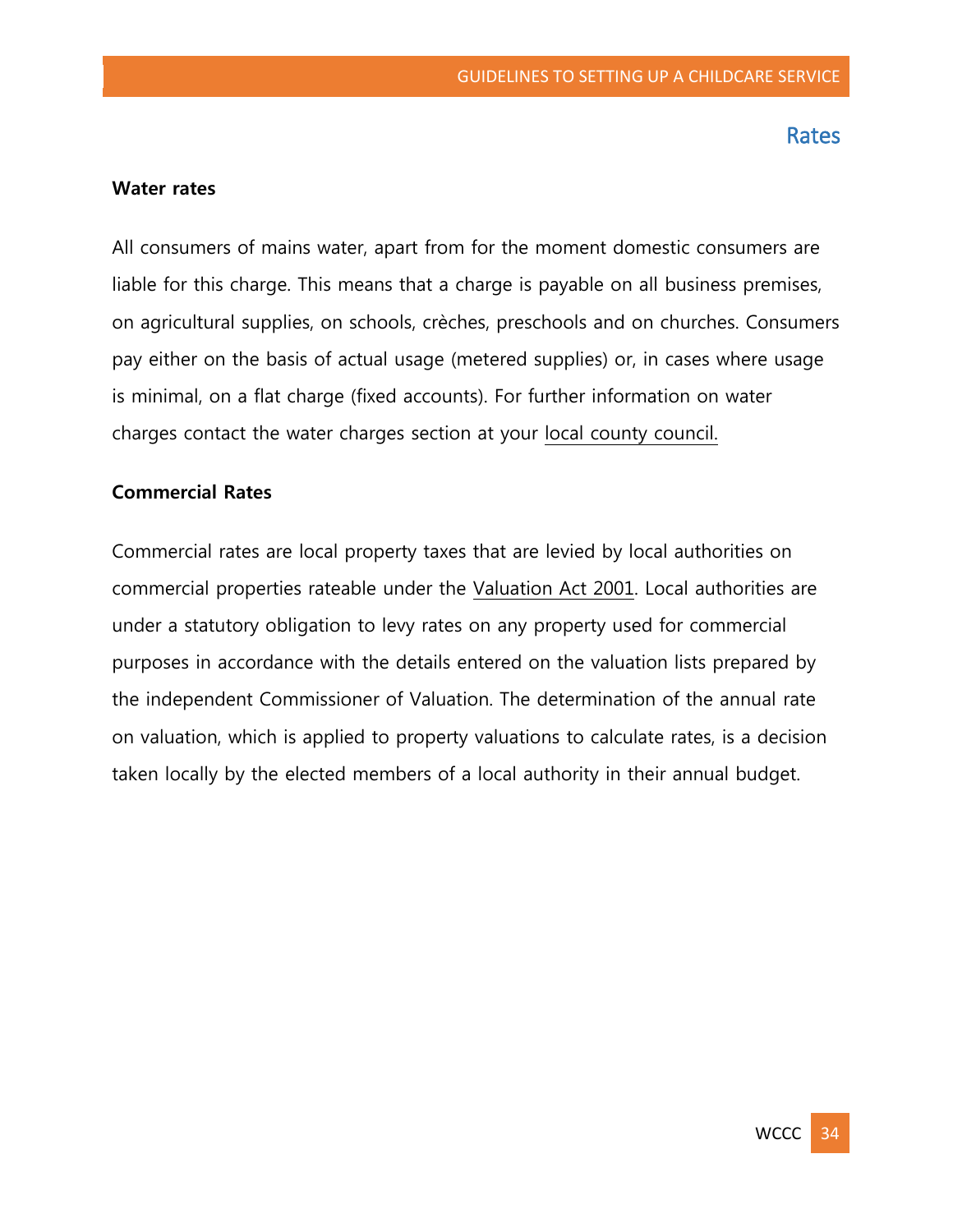# Rates

**Water rates**

All consumers of mains water, apart from for the moment domestic consumers are liable for this charge. This means that a charge is payable on all business premises, on agricultural supplies, on schools, crèches, preschools and on churches. Consumers pay either on the basis of actual usage (metered supplies) or, in cases where usage is minimal, on a flat charge (fixed accounts). For further information on water charges contact the water charges section at your local county council.

**Commercial Rates**

Commercial rates are local property taxes that are levied by local authorities on commercial properties rateable under the Valuation Act 2001. Local authorities are under a statutory obligation to levy rates on any property used for commercial purposes in accordance with the details entered on the valuation lists prepared by the independent Commissioner of Valuation. The determination of the annual rate on valuation, which is applied to property valuations to calculate rates, is a decision taken locally by the elected members of a local authority in their annual budget.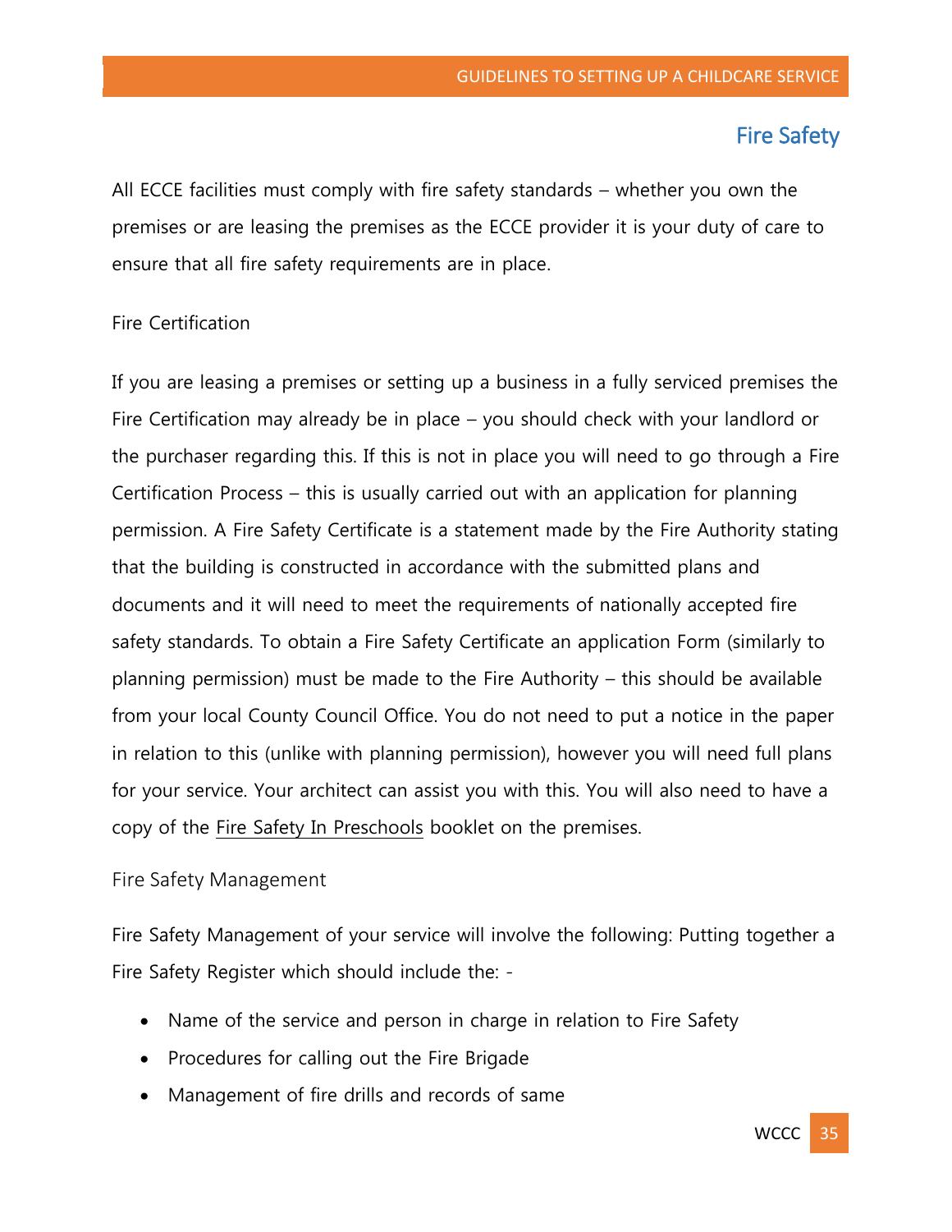# Fire Safety

All ECCE facilities must comply with fire safety standards – whether you own the premises or are leasing the premises as the ECCE provider it is your duty of care to ensure that all fire safety requirements are in place.

## Fire Certification

If you are leasing a premises or setting up a business in a fully serviced premises the Fire Certification may already be in place – you should check with your landlord or the purchaser regarding this. If this is not in place you will need to go through a Fire Certification Process – this is usually carried out with an application for planning permission. A Fire Safety Certificate is a statement made by the Fire Authority stating that the building is constructed in accordance with the submitted plans and documents and it will need to meet the requirements of nationally accepted fire safety standards. To obtain a Fire Safety Certificate an application Form (similarly to planning permission) must be made to the Fire Authority – this should be available from your local County Council Office. You do not need to put a notice in the paper in relation to this (unlike with planning permission), however you will need full plans for your service. Your architect can assist you with this. You will also need to have a copy of the Fire Safety In Preschools booklet on the premises.

## Fire Safety Management

Fire Safety Management of your service will involve the following: Putting together a Fire Safety Register which should include the: -

- Name of the service and person in charge in relation to Fire Safety
- Procedures for calling out the Fire Brigade
- Management of fire drills and records of same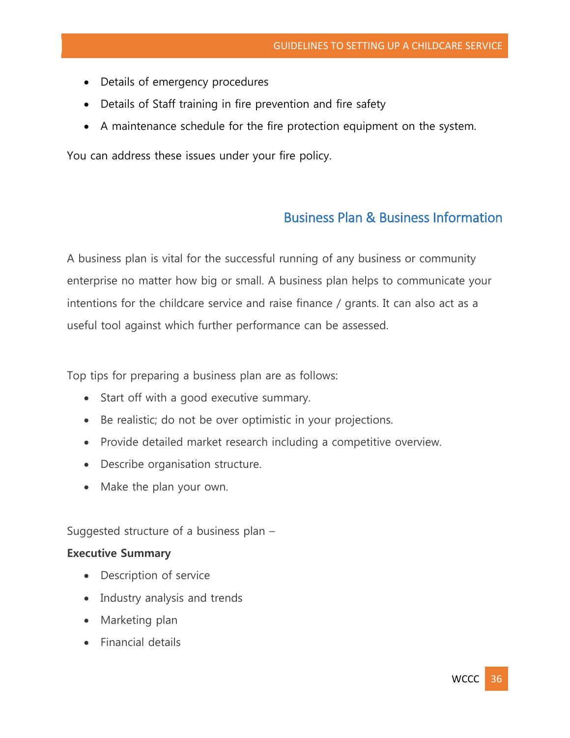- Details of emergency procedures
- Details of Staff training in fire prevention and fire safety
- A maintenance schedule for the fire protection equipment on the system.

You can address these issues under your fire policy.

## Business Plan & Business Information

A business plan is vital for the successful running of any business or community enterprise no matter how big or small. A business plan helps to communicate your intentions for the childcare service and raise finance / grants. It can also act as a useful tool against which further performance can be assessed.

Top tips for preparing a business plan are as follows:

- Start off with a good executive summary.
- Be realistic; do not be over optimistic in your projections.
- Provide detailed market research including a competitive overview.
- Describe organisation structure.
- Make the plan your own.

Suggested structure of a business plan –

**Executive Summary**

- Description of service
- Industry analysis and trends
- Marketing plan
- Financial details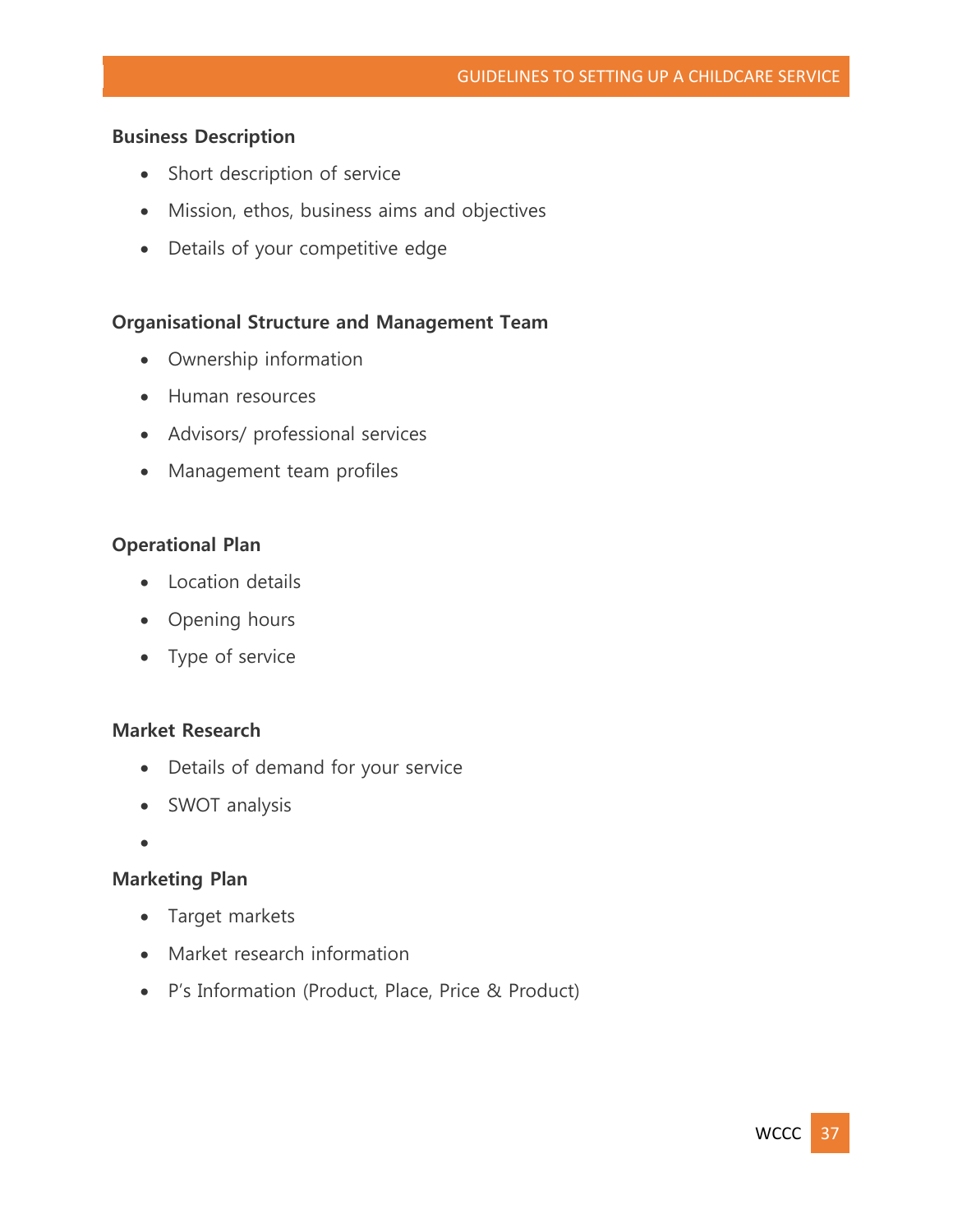**Business Description**

- Short description of service
- Mission, ethos, business aims and objectives
- Details of your competitive edge

**Organisational Structure and Management Team**

- Ownership information
- Human resources
- Advisors/ professional services
- Management team profiles

**Operational Plan**

- Location details
- Opening hours
- Type of service

**Market Research**

- Details of demand for your service
- SWOT analysis
- 

**Marketing Plan**

- Target markets
- Market research information
- P's Information (Product, Place, Price & Product)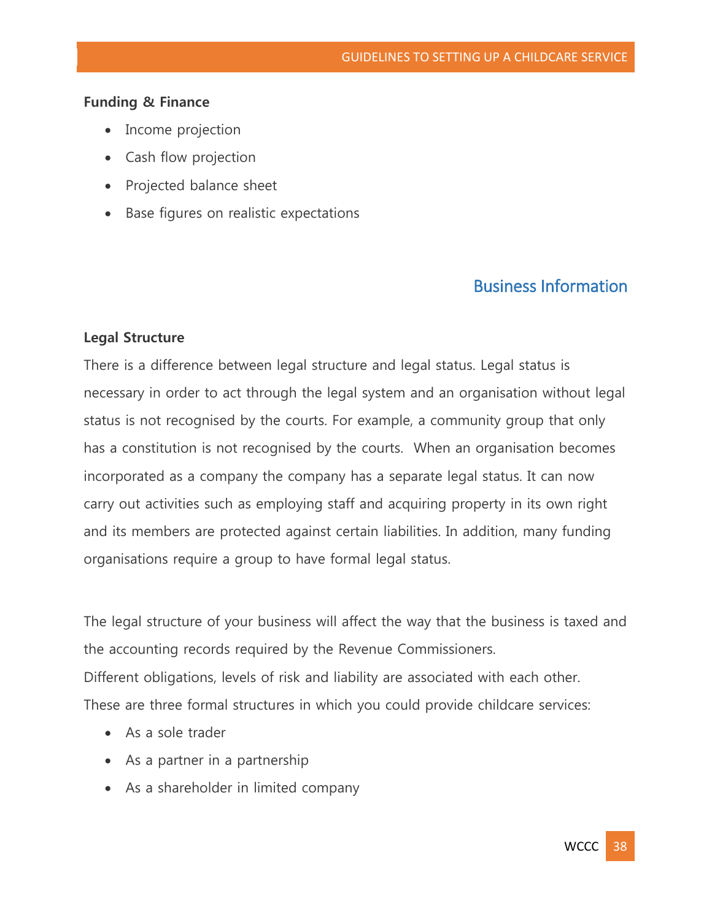**Funding & Finance**

- Income projection
- Cash flow projection
- Projected balance sheet
- Base figures on realistic expectations

## Business Information

**Legal Structure**

There is a difference between legal structure and legal status. Legal status is necessary in order to act through the legal system and an organisation without legal status is not recognised by the courts. For example, a community group that only has a constitution is not recognised by the courts. When an organisation becomes incorporated as a company the company has a separate legal status. It can now carry out activities such as employing staff and acquiring property in its own right and its members are protected against certain liabilities. In addition, many funding organisations require a group to have formal legal status.

The legal structure of your business will affect the way that the business is taxed and the accounting records required by the Revenue Commissioners.
Different obligations, levels of risk and liability are associated with each other.
These are three formal structures in which you could provide childcare services:

- As a sole trader
- As a partner in a partnership
- As a shareholder in limited company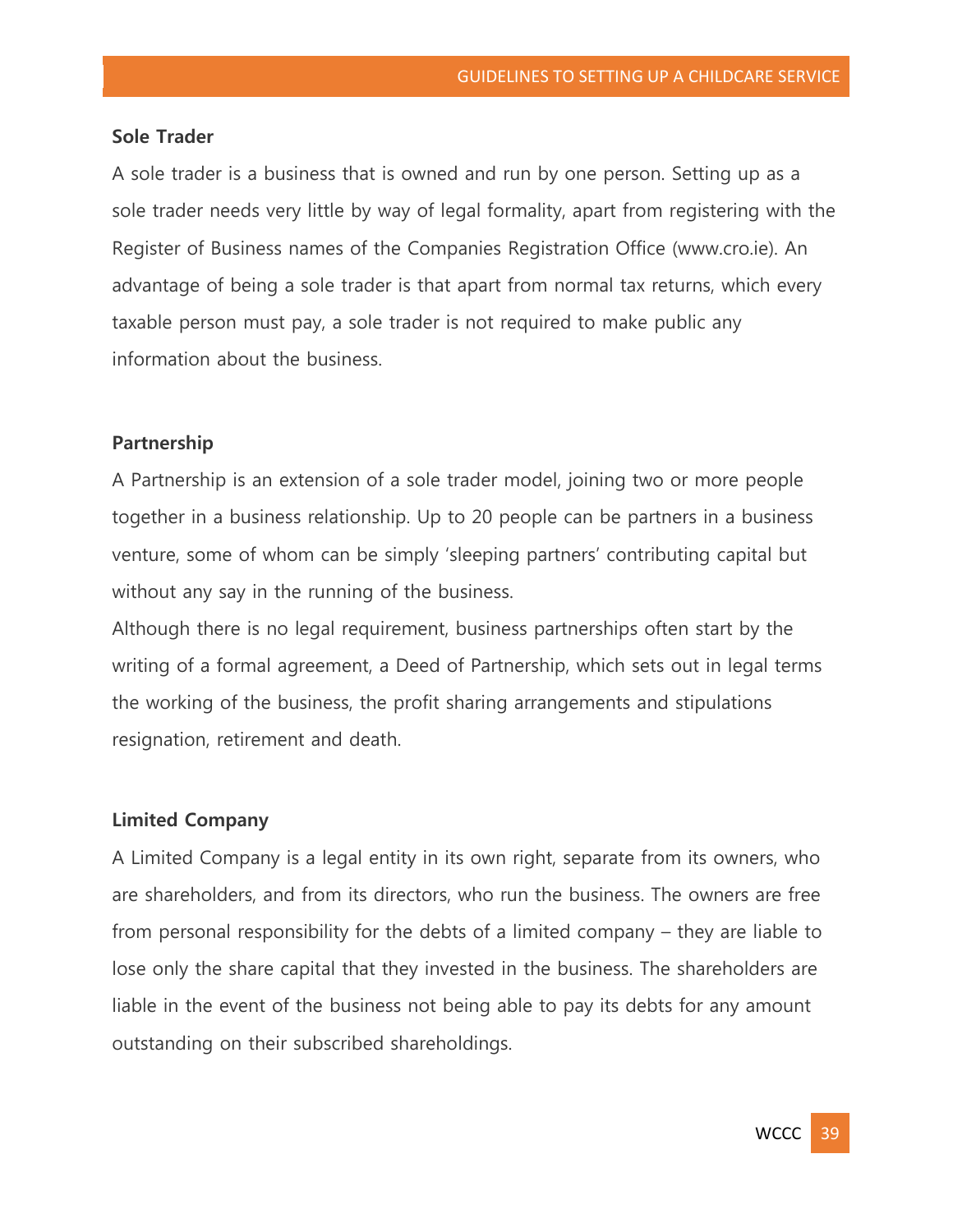### Sole Trader

A sole trader is a business that is owned and run by one person. Setting up as a sole trader needs very little by way of legal formality, apart from registering with the Register of Business names of the Companies Registration Office (www.cro.ie). An advantage of being a sole trader is that apart from normal tax returns, which every taxable person must pay, a sole trader is not required to make public any information about the business.

### Partnership

A Partnership is an extension of a sole trader model, joining two or more people together in a business relationship. Up to 20 people can be partners in a business venture, some of whom can be simply 'sleeping partners' contributing capital but without any say in the running of the business.

Although there is no legal requirement, business partnerships often start by the writing of a formal agreement, a Deed of Partnership, which sets out in legal terms the working of the business, the profit sharing arrangements and stipulations resignation, retirement and death.

### Limited Company

A Limited Company is a legal entity in its own right, separate from its owners, who are shareholders, and from its directors, who run the business. The owners are free from personal responsibility for the debts of a limited company – they are liable to lose only the share capital that they invested in the business. The shareholders are liable in the event of the business not being able to pay its debts for any amount outstanding on their subscribed shareholdings.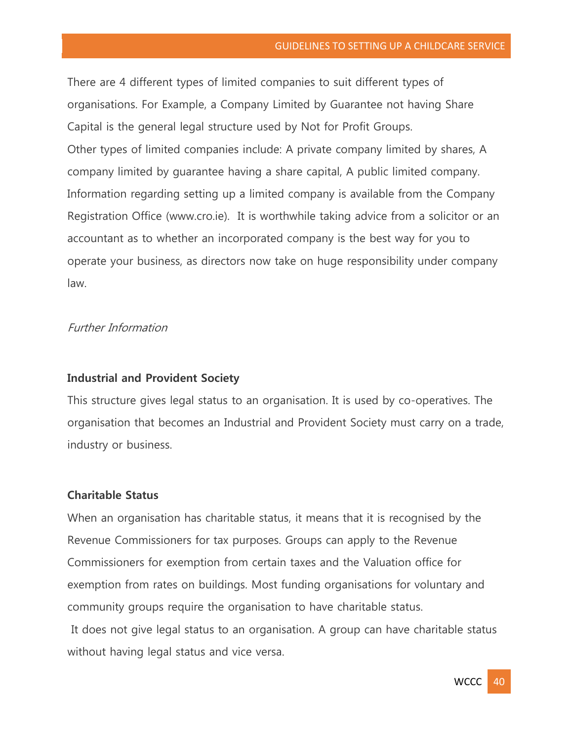There are 4 different types of limited companies to suit different types of organisations. For Example, a Company Limited by Guarantee not having Share Capital is the general legal structure used by Not for Profit Groups.
Other types of limited companies include: A private company limited by shares, A company limited by guarantee having a share capital, A public limited company. Information regarding setting up a limited company is available from the Company Registration Office (www.cro.ie). It is worthwhile taking advice from a solicitor or an accountant as to whether an incorporated company is the best way for you to operate your business, as directors now take on huge responsibility under company law.

*Further Information*

**Industrial and Provident Society**

This structure gives legal status to an organisation. It is used by co-operatives. The organisation that becomes an Industrial and Provident Society must carry on a trade, industry or business.

**Charitable Status**

When an organisation has charitable status, it means that it is recognised by the Revenue Commissioners for tax purposes. Groups can apply to the Revenue Commissioners for exemption from certain taxes and the Valuation office for exemption from rates on buildings. Most funding organisations for voluntary and community groups require the organisation to have charitable status.

It does not give legal status to an organisation. A group can have charitable status without having legal status and vice versa.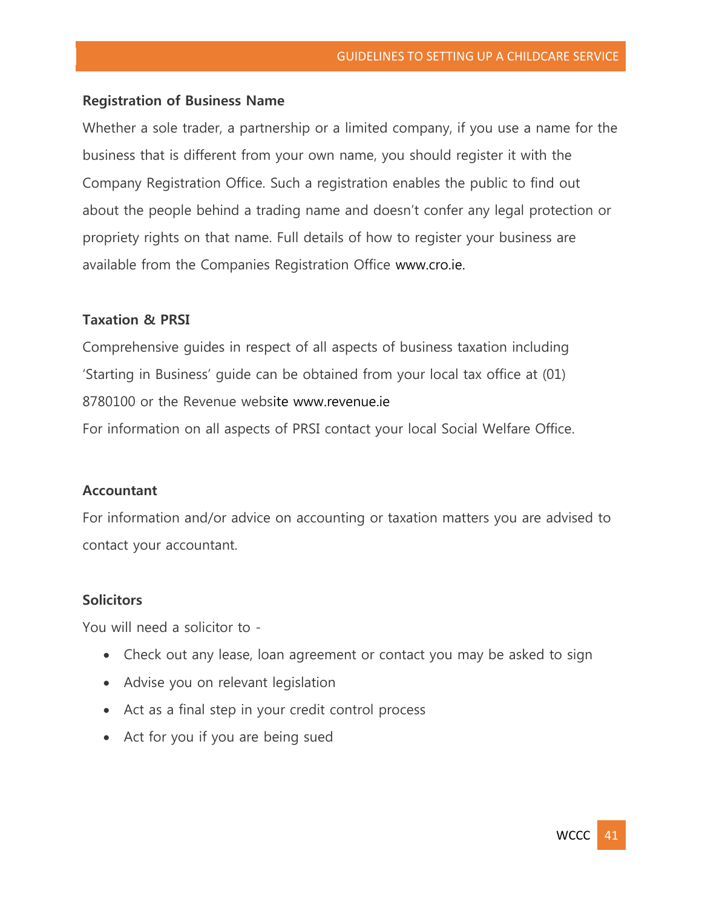### Registration of Business Name

Whether a sole trader, a partnership or a limited company, if you use a name for the business that is different from your own name, you should register it with the Company Registration Office. Such a registration enables the public to find out about the people behind a trading name and doesn't confer any legal protection or propriety rights on that name. Full details of how to register your business are available from the Companies Registration Office www.cro.ie.

### Taxation & PRSI

Comprehensive guides in respect of all aspects of business taxation including 'Starting in Business' guide can be obtained from your local tax office at (01) 8780100 or the Revenue website www.revenue.ie

For information on all aspects of PRSI contact your local Social Welfare Office.

### Accountant

For information and/or advice on accounting or taxation matters you are advised to contact your accountant.

### Solicitors

You will need a solicitor to -

- Check out any lease, loan agreement or contact you may be asked to sign
- Advise you on relevant legislation
- Act as a final step in your credit control process
- Act for you if you are being sued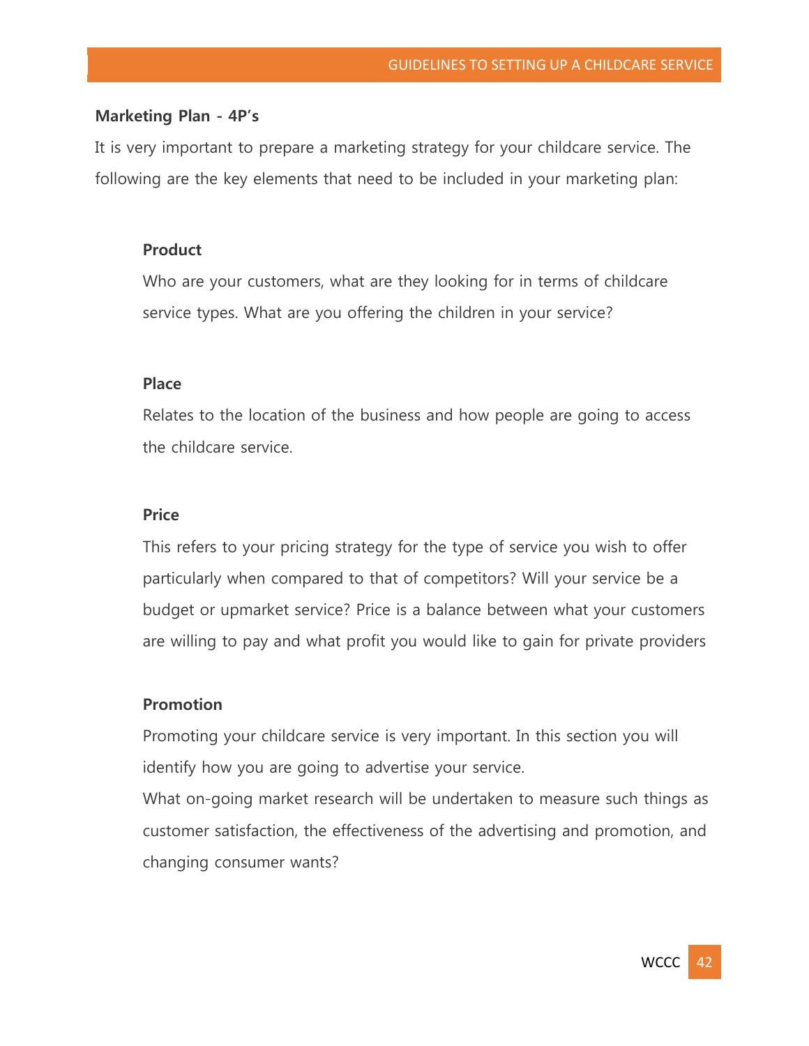**Marketing Plan - 4P's**

It is very important to prepare a marketing strategy for your childcare service. The following are the key elements that need to be included in your marketing plan:

**Product**

Who are your customers, what are they looking for in terms of childcare service types. What are you offering the children in your service?

**Place**

Relates to the location of the business and how people are going to access the childcare service.

**Price**

This refers to your pricing strategy for the type of service you wish to offer particularly when compared to that of competitors? Will your service be a budget or upmarket service? Price is a balance between what your customers are willing to pay and what profit you would like to gain for private providers

**Promotion**

Promoting your childcare service is very important. In this section you will identify how you are going to advertise your service.

What on-going market research will be undertaken to measure such things as customer satisfaction, the effectiveness of the advertising and promotion, and changing consumer wants?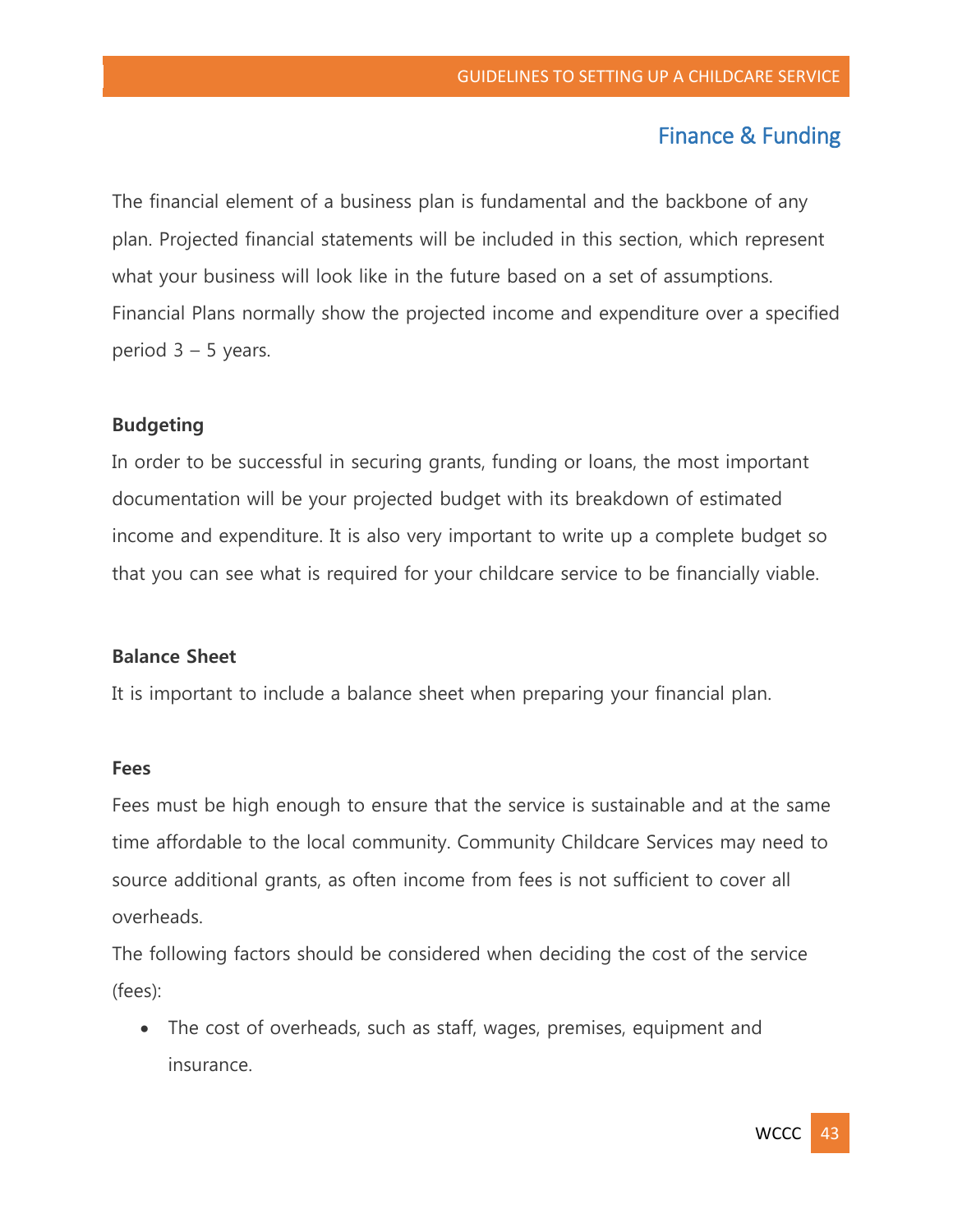## Finance & Funding

The financial element of a business plan is fundamental and the backbone of any plan. Projected financial statements will be included in this section, which represent what your business will look like in the future based on a set of assumptions. Financial Plans normally show the projected income and expenditure over a specified period 3 – 5 years.

**Budgeting**

In order to be successful in securing grants, funding or loans, the most important documentation will be your projected budget with its breakdown of estimated income and expenditure. It is also very important to write up a complete budget so that you can see what is required for your childcare service to be financially viable.

**Balance Sheet**

It is important to include a balance sheet when preparing your financial plan.

**Fees**

Fees must be high enough to ensure that the service is sustainable and at the same time affordable to the local community. Community Childcare Services may need to source additional grants, as often income from fees is not sufficient to cover all overheads.

The following factors should be considered when deciding the cost of the service (fees):

- The cost of overheads, such as staff, wages, premises, equipment and insurance.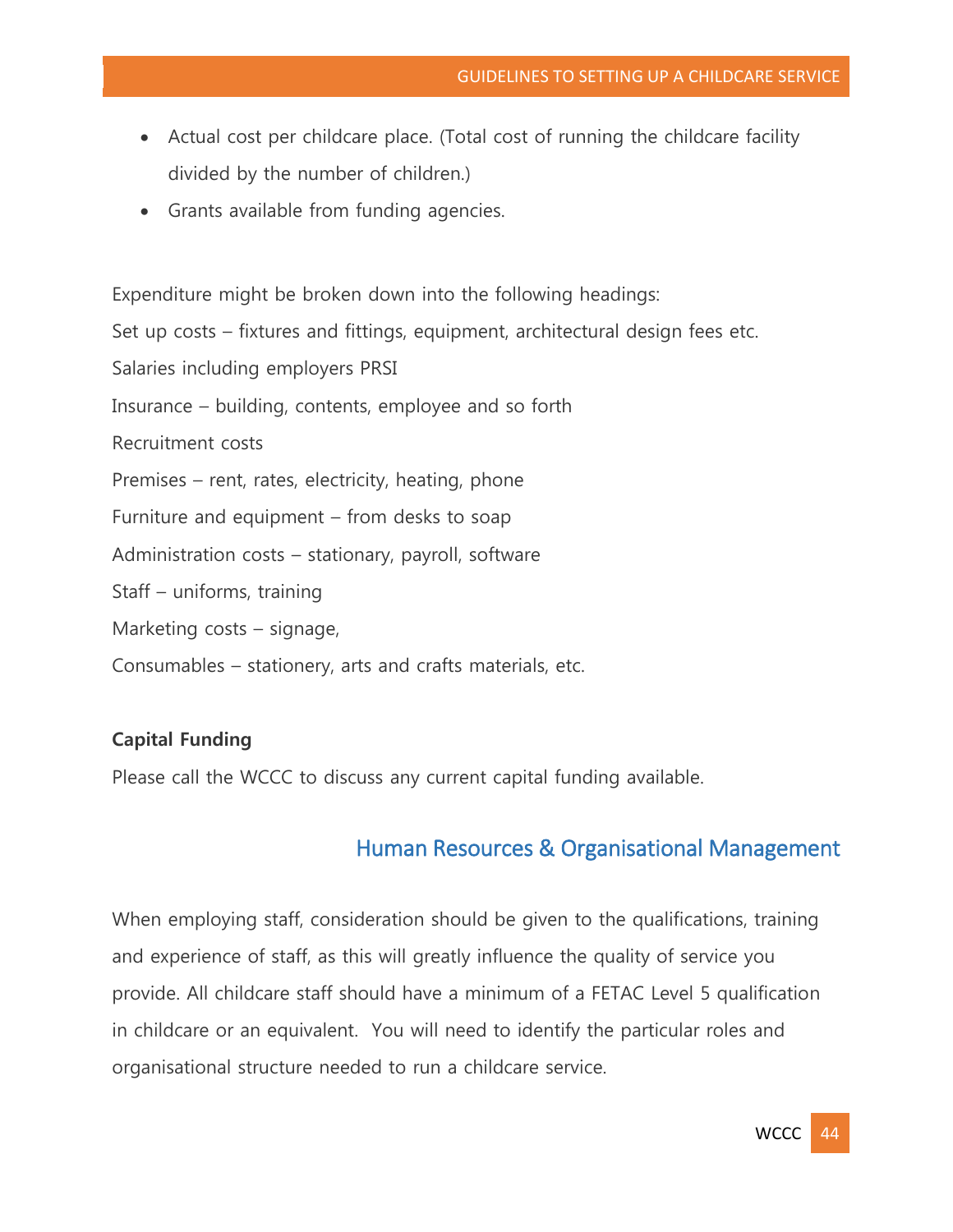- Actual cost per childcare place. (Total cost of running the childcare facility divided by the number of children.)
- Grants available from funding agencies.

Expenditure might be broken down into the following headings:

Set up costs – fixtures and fittings, equipment, architectural design fees etc.

Salaries including employers PRSI

Insurance – building, contents, employee and so forth

Recruitment costs

Premises – rent, rates, electricity, heating, phone

Furniture and equipment – from desks to soap

Administration costs – stationary, payroll, software

Staff – uniforms, training

Marketing costs – signage,

Consumables – stationery, arts and crafts materials, etc.

**Capital Funding**

Please call the WCCC to discuss any current capital funding available.

## Human Resources & Organisational Management

When employing staff, consideration should be given to the qualifications, training and experience of staff, as this will greatly influence the quality of service you provide. All childcare staff should have a minimum of a FETAC Level 5 qualification in childcare or an equivalent. You will need to identify the particular roles and organisational structure needed to run a childcare service.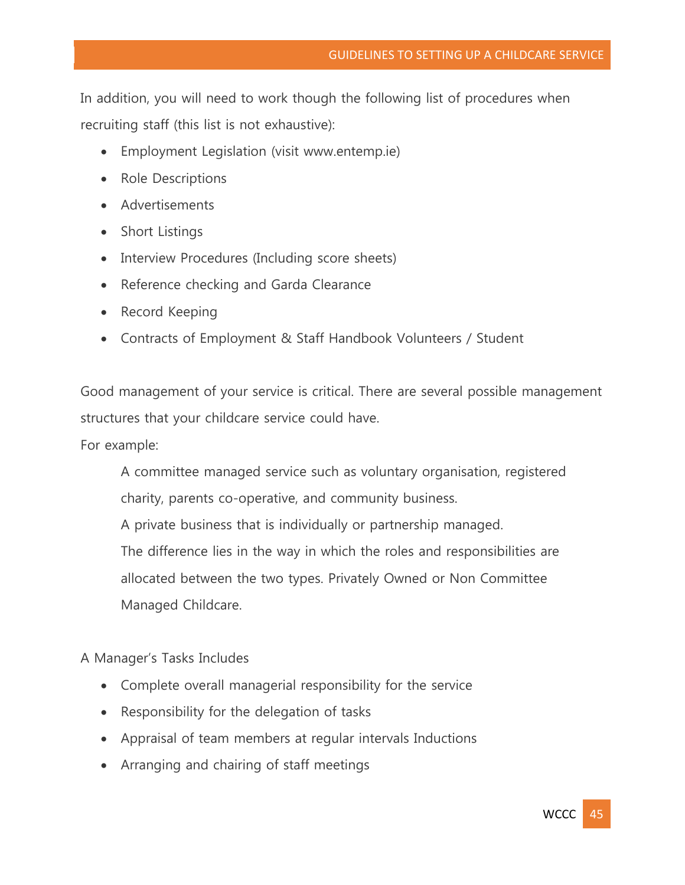In addition, you will need to work though the following list of procedures when recruiting staff (this list is not exhaustive):

- Employment Legislation (visit www.entemp.ie)
- Role Descriptions
- Advertisements
- Short Listings
- Interview Procedures (Including score sheets)
- Reference checking and Garda Clearance
- Record Keeping
- Contracts of Employment & Staff Handbook Volunteers / Student

Good management of your service is critical. There are several possible management structures that your childcare service could have.

For example:

A committee managed service such as voluntary organisation, registered charity, parents co-operative, and community business.

A private business that is individually or partnership managed.

The difference lies in the way in which the roles and responsibilities are allocated between the two types. Privately Owned or Non Committee Managed Childcare.

A Manager's Tasks Includes

- Complete overall managerial responsibility for the service
- Responsibility for the delegation of tasks
- Appraisal of team members at regular intervals Inductions
- Arranging and chairing of staff meetings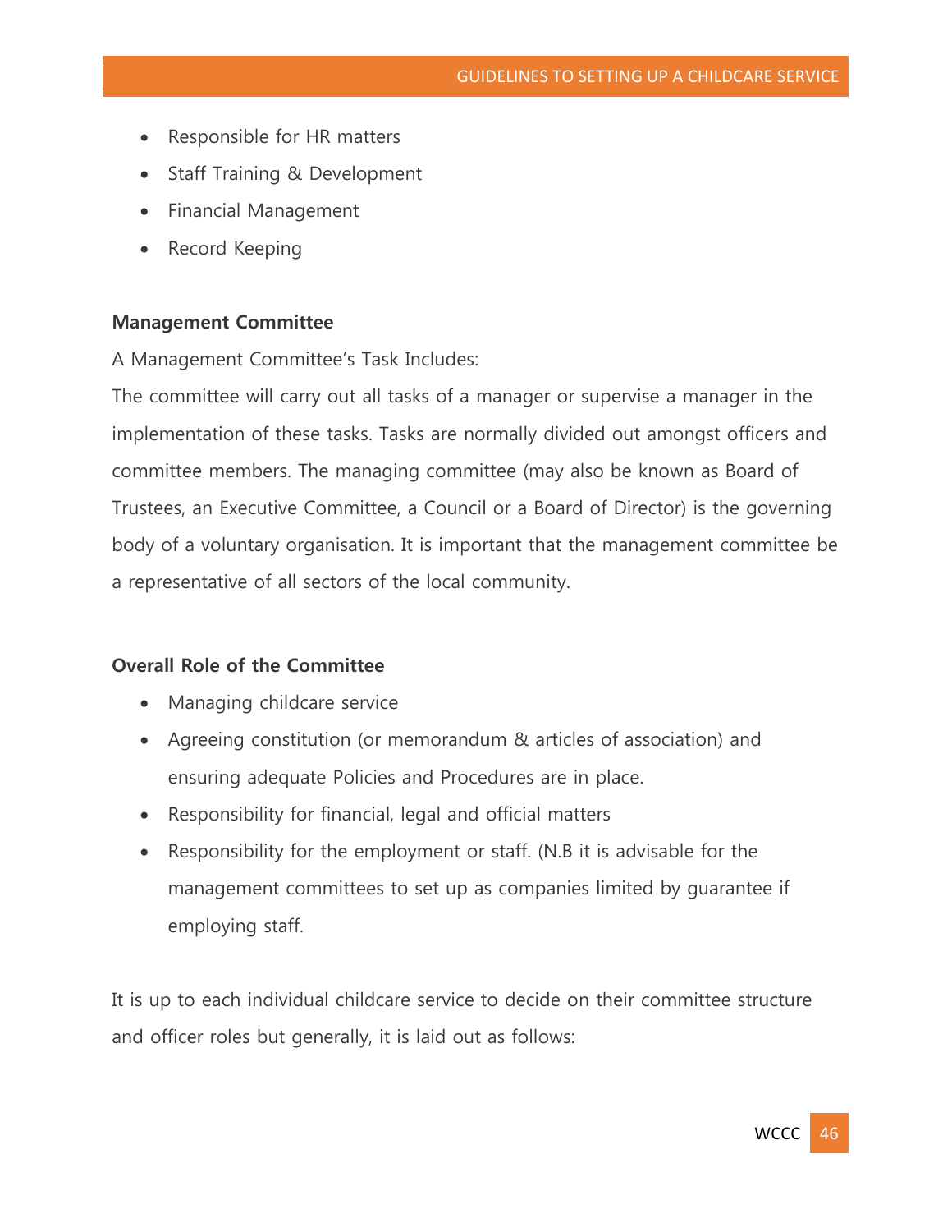- Responsible for HR matters
- Staff Training & Development
- Financial Management
- Record Keeping

**Management Committee**

A Management Committee's Task Includes:

The committee will carry out all tasks of a manager or supervise a manager in the implementation of these tasks. Tasks are normally divided out amongst officers and committee members. The managing committee (may also be known as Board of Trustees, an Executive Committee, a Council or a Board of Director) is the governing body of a voluntary organisation. It is important that the management committee be a representative of all sectors of the local community.

**Overall Role of the Committee**

- Managing childcare service
- Agreeing constitution (or memorandum & articles of association) and ensuring adequate Policies and Procedures are in place.
- Responsibility for financial, legal and official matters
- Responsibility for the employment or staff. (N.B it is advisable for the management committees to set up as companies limited by guarantee if employing staff.

It is up to each individual childcare service to decide on their committee structure and officer roles but generally, it is laid out as follows: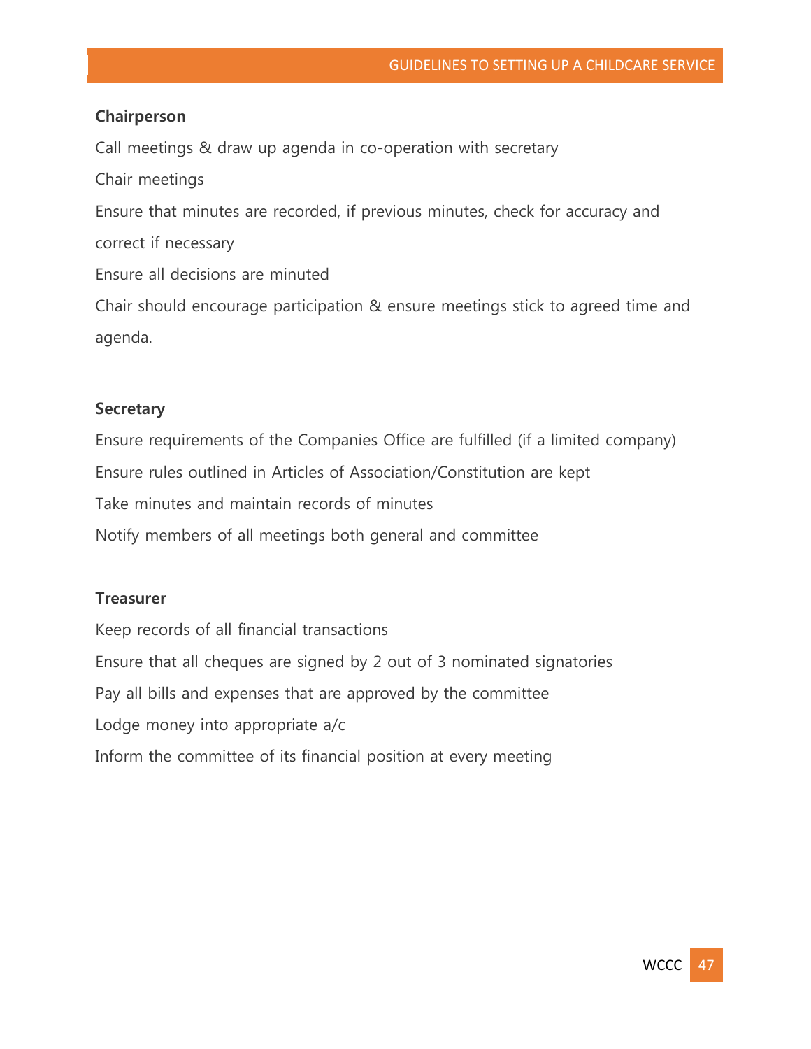**Chairperson**

Call meetings & draw up agenda in co-operation with secretary

Chair meetings

Ensure that minutes are recorded, if previous minutes, check for accuracy and correct if necessary

Ensure all decisions are minuted

Chair should encourage participation & ensure meetings stick to agreed time and agenda.

**Secretary**

Ensure requirements of the Companies Office are fulfilled (if a limited company)

Ensure rules outlined in Articles of Association/Constitution are kept

Take minutes and maintain records of minutes

Notify members of all meetings both general and committee

**Treasurer**

Keep records of all financial transactions

Ensure that all cheques are signed by 2 out of 3 nominated signatories

Pay all bills and expenses that are approved by the committee

Lodge money into appropriate a/c

Inform the committee of its financial position at every meeting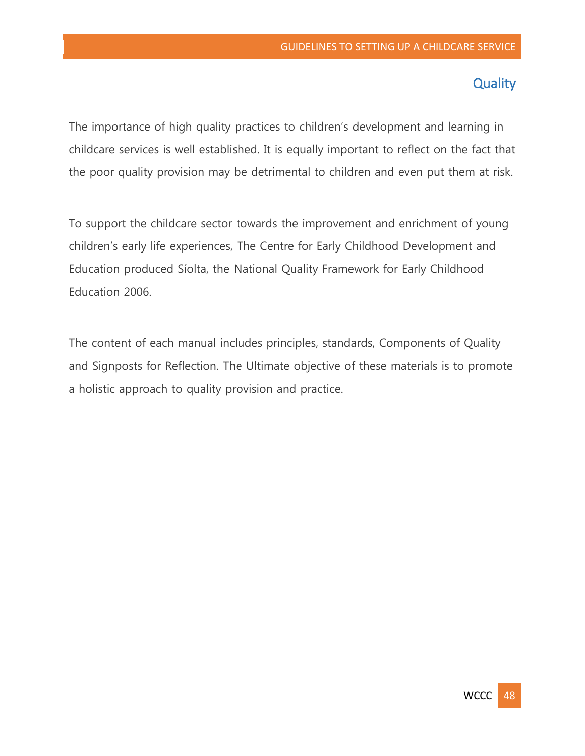## Quality

The importance of high quality practices to children's development and learning in childcare services is well established. It is equally important to reflect on the fact that the poor quality provision may be detrimental to children and even put them at risk.

To support the childcare sector towards the improvement and enrichment of young children's early life experiences, The Centre for Early Childhood Development and Education produced Síolta, the National Quality Framework for Early Childhood Education 2006.

The content of each manual includes principles, standards, Components of Quality and Signposts for Reflection. The Ultimate objective of these materials is to promote a holistic approach to quality provision and practice.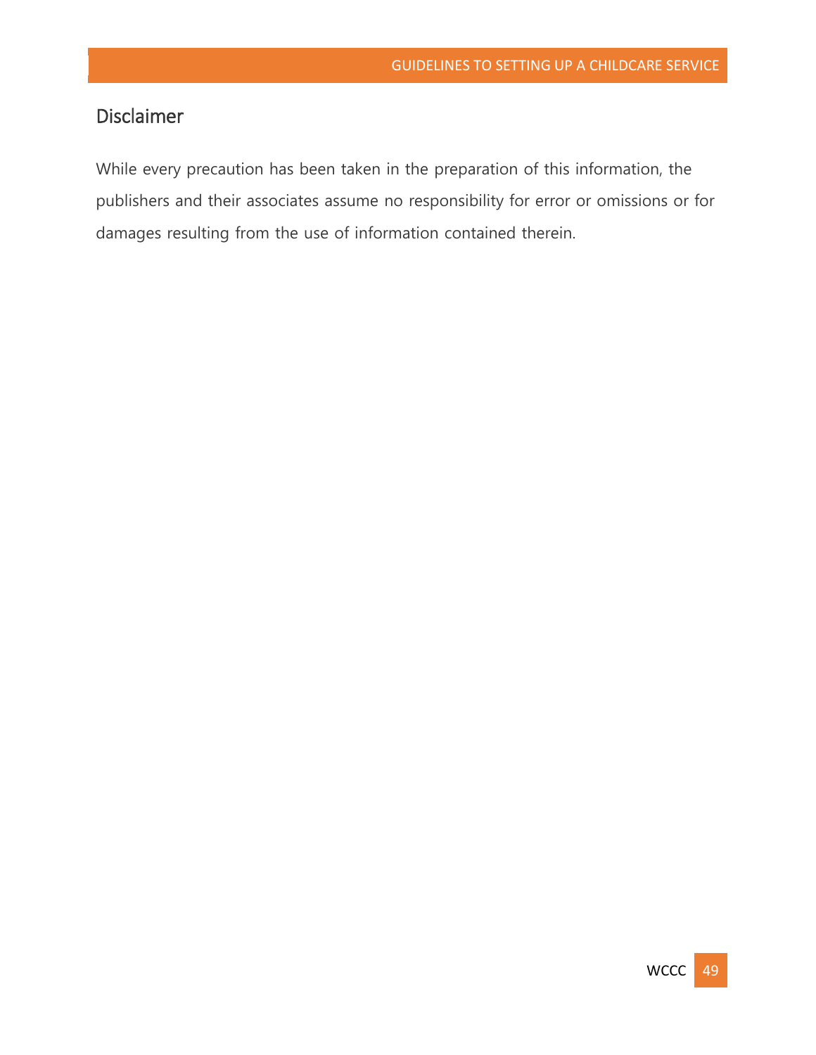## Disclaimer

While every precaution has been taken in the preparation of this information, the publishers and their associates assume no responsibility for error or omissions or for damages resulting from the use of information contained therein.